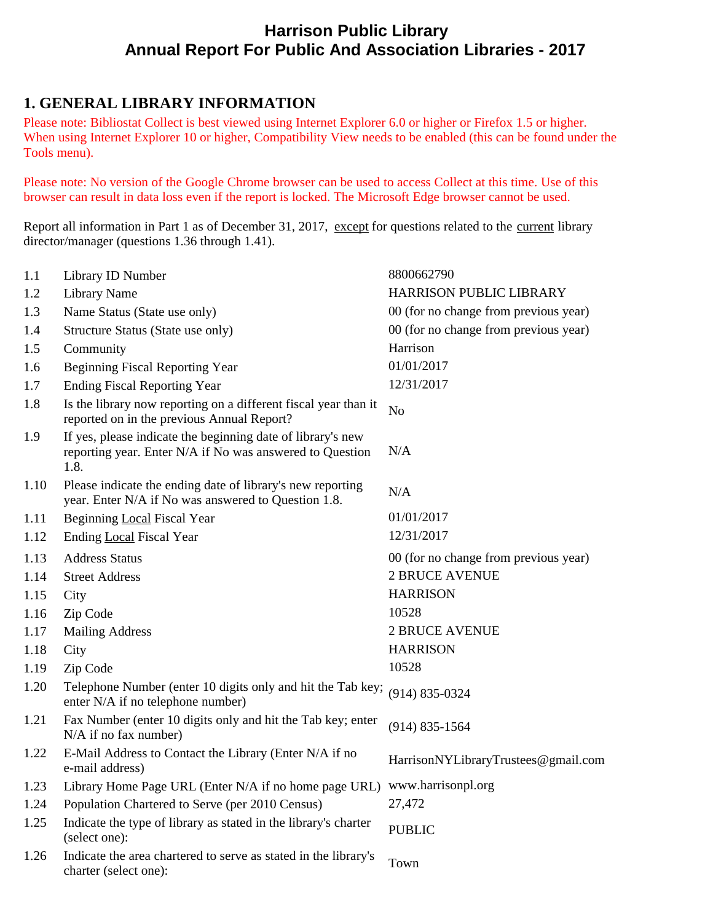# Harrison Public Library
# Annual Report For Public And Association Libraries - 2017

## 1. GENERAL LIBRARY INFORMATION

Please note: Bibliostat Collect is best viewed using Internet Explorer 6.0 or higher or Firefox 1.5 or higher. When using Internet Explorer 10 or higher, Compatibility View needs to be enabled (this can be found under the Tools menu).

Please note: No version of the Google Chrome browser can be used to access Collect at this time. Use of this browser can result in data loss even if the report is locked. The Microsoft Edge browser cannot be used.

Report all information in Part 1 as of December 31, 2017, except for questions related to the current library director/manager (questions 1.36 through 1.41).

| | | |
|---|---|---|
| 1.1 | Library ID Number | 8800662790 |
| 1.2 | Library Name | HARRISON PUBLIC LIBRARY |
| 1.3 | Name Status (State use only) | 00 (for no change from previous year) |
| 1.4 | Structure Status (State use only) | 00 (for no change from previous year) |
| 1.5 | Community | Harrison |
| 1.6 | Beginning Fiscal Reporting Year | 01/01/2017 |
| 1.7 | Ending Fiscal Reporting Year | 12/31/2017 |
| 1.8 | Is the library now reporting on a different fiscal year than it reported on in the previous Annual Report? | No |
| 1.9 | If yes, please indicate the beginning date of library's new reporting year. Enter N/A if No was answered to Question 1.8. | N/A |
| 1.10 | Please indicate the ending date of library's new reporting year. Enter N/A if No was answered to Question 1.8. | N/A |
| 1.11 | Beginning Local Fiscal Year | 01/01/2017 |
| 1.12 | Ending Local Fiscal Year | 12/31/2017 |
| 1.13 | Address Status | 00 (for no change from previous year) |
| 1.14 | Street Address | 2 BRUCE AVENUE |
| 1.15 | City | HARRISON |
| 1.16 | Zip Code | 10528 |
| 1.17 | Mailing Address | 2 BRUCE AVENUE |
| 1.18 | City | HARRISON |
| 1.19 | Zip Code | 10528 |
| 1.20 | Telephone Number (enter 10 digits only and hit the Tab key; enter N/A if no telephone number) | (914) 835-0324 |
| 1.21 | Fax Number (enter 10 digits only and hit the Tab key; enter N/A if no fax number) | (914) 835-1564 |
| 1.22 | E-Mail Address to Contact the Library (Enter N/A if no e-mail address) | HarrisonNYLibraryTrustees@gmail.com |
| 1.23 | Library Home Page URL (Enter N/A if no home page URL) | www.harrisonpl.org |
| 1.24 | Population Chartered to Serve (per 2010 Census) | 27,472 |
| 1.25 | Indicate the type of library as stated in the library's charter (select one): | PUBLIC |
| 1.26 | Indicate the area chartered to serve as stated in the library's charter (select one): | Town |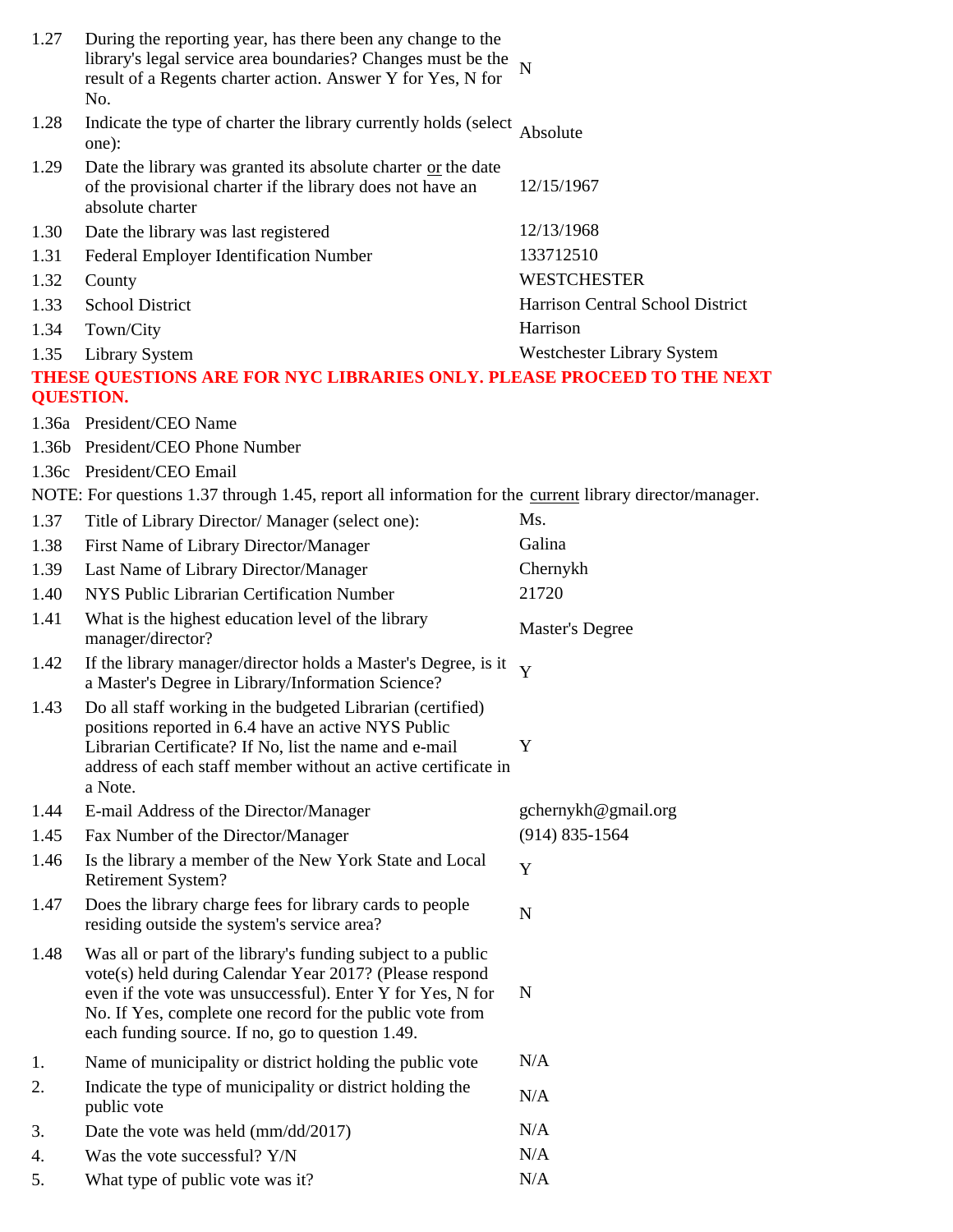| | | |
|---|---|---|
| 1.27 | During the reporting year, has there been any change to the library's legal service area boundaries? Changes must be the result of a Regents charter action. Answer Y for Yes, N for No. | N |
| 1.28 | Indicate the type of charter the library currently holds (select one): | Absolute |
| 1.29 | Date the library was granted its absolute charter or the date of the provisional charter if the library does not have an absolute charter | 12/15/1967 |
| 1.30 | Date the library was last registered | 12/13/1968 |
| 1.31 | Federal Employer Identification Number | 133712510 |
| 1.32 | County | WESTCHESTER |
| 1.33 | School District | Harrison Central School District |
| 1.34 | Town/City | Harrison |
| 1.35 | Library System | Westchester Library System |

**THESE QUESTIONS ARE FOR NYC LIBRARIES ONLY. PLEASE PROCEED TO THE NEXT QUESTION.**

| | | |
|---|---|---|
| 1.36a | President/CEO Name | |
| 1.36b | President/CEO Phone Number | |
| 1.36c | President/CEO Email | |

NOTE: For questions 1.37 through 1.45, report all information for the current library director/manager.

| | | |
|---|---|---|
| 1.37 | Title of Library Director/ Manager (select one): | Ms. |
| 1.38 | First Name of Library Director/Manager | Galina |
| 1.39 | Last Name of Library Director/Manager | Chernykh |
| 1.40 | NYS Public Librarian Certification Number | 21720 |
| 1.41 | What is the highest education level of the library manager/director? | Master's Degree |
| 1.42 | If the library manager/director holds a Master's Degree, is it a Master's Degree in Library/Information Science? | Y |
| 1.43 | Do all staff working in the budgeted Librarian (certified) positions reported in 6.4 have an active NYS Public Librarian Certificate? If No, list the name and e-mail address of each staff member without an active certificate in a Note. | Y |
| 1.44 | E-mail Address of the Director/Manager | gchernykh@gmail.org |
| 1.45 | Fax Number of the Director/Manager | (914) 835-1564 |
| 1.46 | Is the library a member of the New York State and Local Retirement System? | Y |
| 1.47 | Does the library charge fees for library cards to people residing outside the system's service area? | N |
| 1.48 | Was all or part of the library's funding subject to a public vote(s) held during Calendar Year 2017? (Please respond even if the vote was unsuccessful). Enter Y for Yes, N for No. If Yes, complete one record for the public vote from each funding source. If no, go to question 1.49. | N |
| 1. | Name of municipality or district holding the public vote | N/A |
| 2. | Indicate the type of municipality or district holding the public vote | N/A |
| 3. | Date the vote was held (mm/dd/2017) | N/A |
| 4. | Was the vote successful? Y/N | N/A |
| 5. | What type of public vote was it? | N/A |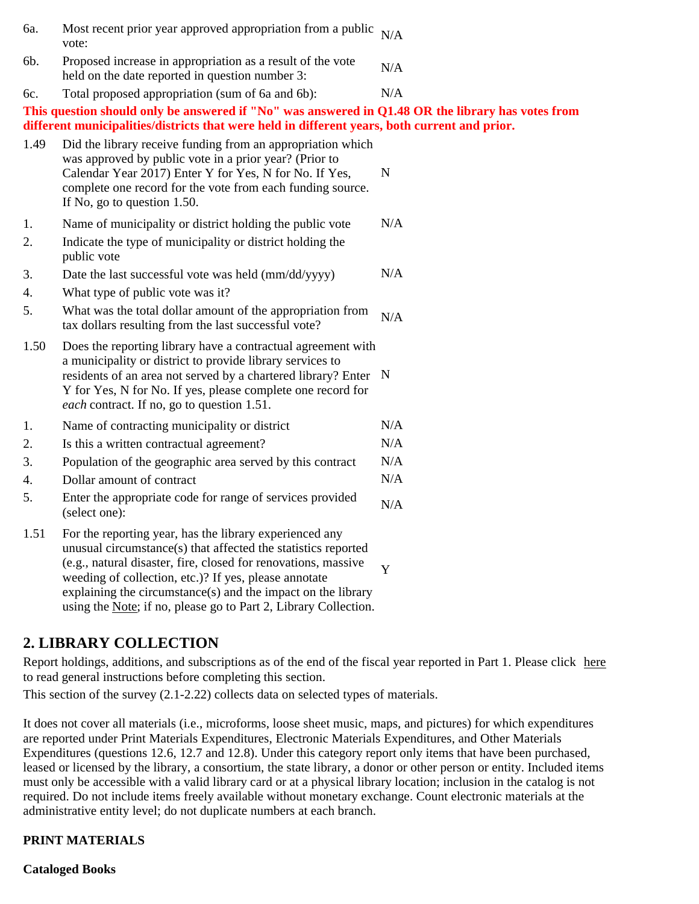| | | |
|---|---|---|
| 6a. | Most recent prior year approved appropriation from a public vote: | N/A |
| 6b. | Proposed increase in appropriation as a result of the vote held on the date reported in question number 3: | N/A |
| 6c. | Total proposed appropriation (sum of 6a and 6b): | N/A |

**This question should only be answered if "No" was answered in Q1.48 OR the library has votes from different municipalities/districts that were held in different years, both current and prior.**

| | | |
|---|---|---|
| 1.49 | Did the library receive funding from an appropriation which was approved by public vote in a prior year? (Prior to Calendar Year 2017) Enter Y for Yes, N for No. If Yes, complete one record for the vote from each funding source. If No, go to question 1.50. | N |
| 1. | Name of municipality or district holding the public vote | N/A |
| 2. | Indicate the type of municipality or district holding the public vote | |
| 3. | Date the last successful vote was held (mm/dd/yyyy) | N/A |
| 4. | What type of public vote was it? | |
| 5. | What was the total dollar amount of the appropriation from tax dollars resulting from the last successful vote? | N/A |
| 1.50 | Does the reporting library have a contractual agreement with a municipality or district to provide library services to residents of an area not served by a chartered library? Enter Y for Yes, N for No. If yes, please complete one record for *each* contract. If no, go to question 1.51. | N |
| 1. | Name of contracting municipality or district | N/A |
| 2. | Is this a written contractual agreement? | N/A |
| 3. | Population of the geographic area served by this contract | N/A |
| 4. | Dollar amount of contract | N/A |
| 5. | Enter the appropriate code for range of services provided (select one): | N/A |
| 1.51 | For the reporting year, has the library experienced any unusual circumstance(s) that affected the statistics reported (e.g., natural disaster, fire, closed for renovations, massive weeding of collection, etc.)? If yes, please annotate explaining the circumstance(s) and the impact on the library using the Note; if no, please go to Part 2, Library Collection. | Y |

## 2. LIBRARY COLLECTION

Report holdings, additions, and subscriptions as of the end of the fiscal year reported in Part 1. Please click here to read general instructions before completing this section.

This section of the survey (2.1-2.22) collects data on selected types of materials.

It does not cover all materials (i.e., microforms, loose sheet music, maps, and pictures) for which expenditures are reported under Print Materials Expenditures, Electronic Materials Expenditures, and Other Materials Expenditures (questions 12.6, 12.7 and 12.8). Under this category report only items that have been purchased, leased or licensed by the library, a consortium, the state library, a donor or other person or entity. Included items must only be accessible with a valid library card or at a physical library location; inclusion in the catalog is not required. Do not include items freely available without monetary exchange. Count electronic materials at the administrative entity level; do not duplicate numbers at each branch.

**PRINT MATERIALS**

**Cataloged Books**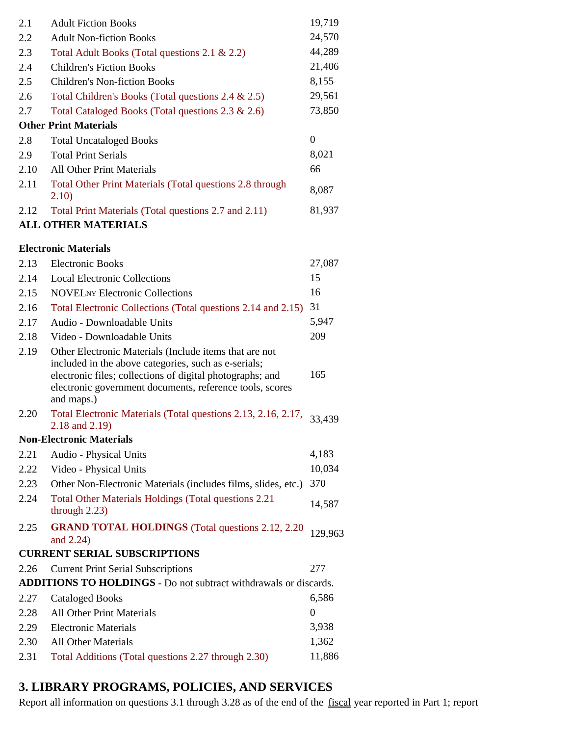| | | |
|---|---|---|
| 2.1 | Adult Fiction Books | 19,719 |
| 2.2 | Adult Non-fiction Books | 24,570 |
| 2.3 | Total Adult Books (Total questions 2.1 & 2.2) | 44,289 |
| 2.4 | Children's Fiction Books | 21,406 |
| 2.5 | Children's Non-fiction Books | 8,155 |
| 2.6 | Total Children's Books (Total questions 2.4 & 2.5) | 29,561 |
| 2.7 | Total Cataloged Books (Total questions 2.3 & 2.6) | 73,850 |
| **Other Print Materials** | | |
| 2.8 | Total Uncataloged Books | 0 |
| 2.9 | Total Print Serials | 8,021 |
| 2.10 | All Other Print Materials | 66 |
| 2.11 | Total Other Print Materials (Total questions 2.8 through 2.10) | 8,087 |
| 2.12 | Total Print Materials (Total questions 2.7 and 2.11) | 81,937 |
| **ALL OTHER MATERIALS** | | |
| **Electronic Materials** | | |
| 2.13 | Electronic Books | 27,087 |
| 2.14 | Local Electronic Collections | 15 |
| 2.15 | NOVELNY Electronic Collections | 16 |
| 2.16 | Total Electronic Collections (Total questions 2.14 and 2.15) | 31 |
| 2.17 | Audio - Downloadable Units | 5,947 |
| 2.18 | Video - Downloadable Units | 209 |
| 2.19 | Other Electronic Materials (Include items that are not included in the above categories, such as e-serials; electronic files; collections of digital photographs; and electronic government documents, reference tools, scores and maps.) | 165 |
| 2.20 | Total Electronic Materials (Total questions 2.13, 2.16, 2.17, 2.18 and 2.19) | 33,439 |
| **Non-Electronic Materials** | | |
| 2.21 | Audio - Physical Units | 4,183 |
| 2.22 | Video - Physical Units | 10,034 |
| 2.23 | Other Non-Electronic Materials (includes films, slides, etc.) | 370 |
| 2.24 | Total Other Materials Holdings (Total questions 2.21 through 2.23) | 14,587 |
| 2.25 | **GRAND TOTAL HOLDINGS** (Total questions 2.12, 2.20 and 2.24) | 129,963 |
| **CURRENT SERIAL SUBSCRIPTIONS** | | |
| 2.26 | Current Print Serial Subscriptions | 277 |
| **ADDITIONS TO HOLDINGS** - Do not subtract withdrawals or discards. | | |
| 2.27 | Cataloged Books | 6,586 |
| 2.28 | All Other Print Materials | 0 |
| 2.29 | Electronic Materials | 3,938 |
| 2.30 | All Other Materials | 1,362 |
| 2.31 | Total Additions (Total questions 2.27 through 2.30) | 11,886 |

## 3. LIBRARY PROGRAMS, POLICIES, AND SERVICES

Report all information on questions 3.1 through 3.28 as of the end of the fiscal year reported in Part 1; report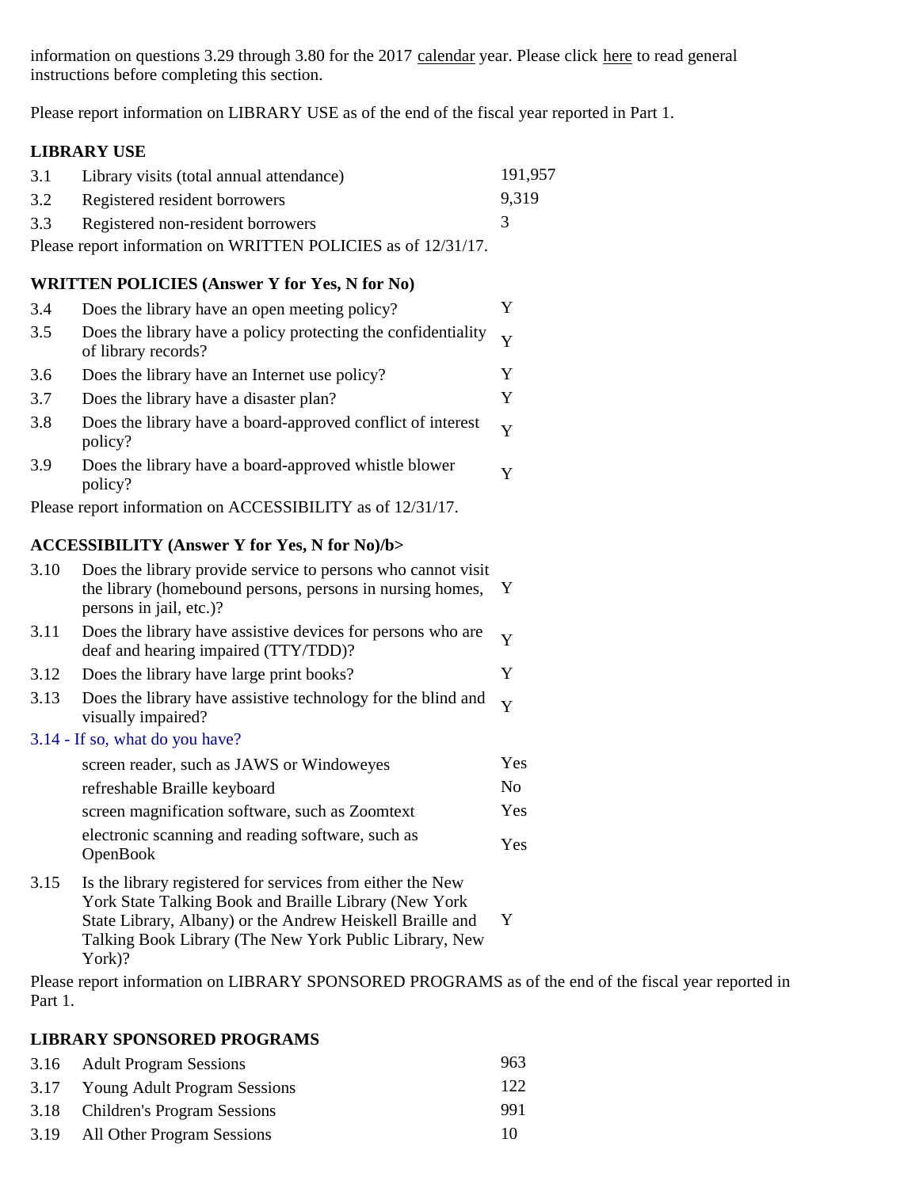information on questions 3.29 through 3.80 for the 2017 calendar year. Please click here to read general instructions before completing this section.

Please report information on LIBRARY USE as of the end of the fiscal year reported in Part 1.

**LIBRARY USE**

| | | |
|---|---|---|
| 3.1 | Library visits (total annual attendance) | 191,957 |
| 3.2 | Registered resident borrowers | 9,319 |
| 3.3 | Registered non-resident borrowers | 3 |

Please report information on WRITTEN POLICIES as of 12/31/17.

**WRITTEN POLICIES (Answer Y for Yes, N for No)**

| | | |
|---|---|---|
| 3.4 | Does the library have an open meeting policy? | Y |
| 3.5 | Does the library have a policy protecting the confidentiality of library records? | Y |
| 3.6 | Does the library have an Internet use policy? | Y |
| 3.7 | Does the library have a disaster plan? | Y |
| 3.8 | Does the library have a board-approved conflict of interest policy? | Y |
| 3.9 | Does the library have a board-approved whistle blower policy? | Y |

Please report information on ACCESSIBILITY as of 12/31/17.

**ACCESSIBILITY (Answer Y for Yes, N for No)/b>**

| | | |
|---|---|---|
| 3.10 | Does the library provide service to persons who cannot visit the library (homebound persons, persons in nursing homes, persons in jail, etc.)? | Y |
| 3.11 | Does the library have assistive devices for persons who are deaf and hearing impaired (TTY/TDD)? | Y |
| 3.12 | Does the library have large print books? | Y |
| 3.13 | Does the library have assistive technology for the blind and visually impaired? | Y |

3.14 - If so, what do you have?

| | |
|---|---|
| screen reader, such as JAWS or Windoweyes | Yes |
| refreshable Braille keyboard | No |
| screen magnification software, such as Zoomtext | Yes |
| electronic scanning and reading software, such as OpenBook | Yes |

| | | |
|---|---|---|
| 3.15 | Is the library registered for services from either the New York State Talking Book and Braille Library (New York State Library, Albany) or the Andrew Heiskell Braille and Talking Book Library (The New York Public Library, New York)? | Y |

Please report information on LIBRARY SPONSORED PROGRAMS as of the end of the fiscal year reported in Part 1.

**LIBRARY SPONSORED PROGRAMS**

| | | |
|---|---|---|
| 3.16 | Adult Program Sessions | 963 |
| 3.17 | Young Adult Program Sessions | 122 |
| 3.18 | Children's Program Sessions | 991 |
| 3.19 | All Other Program Sessions | 10 |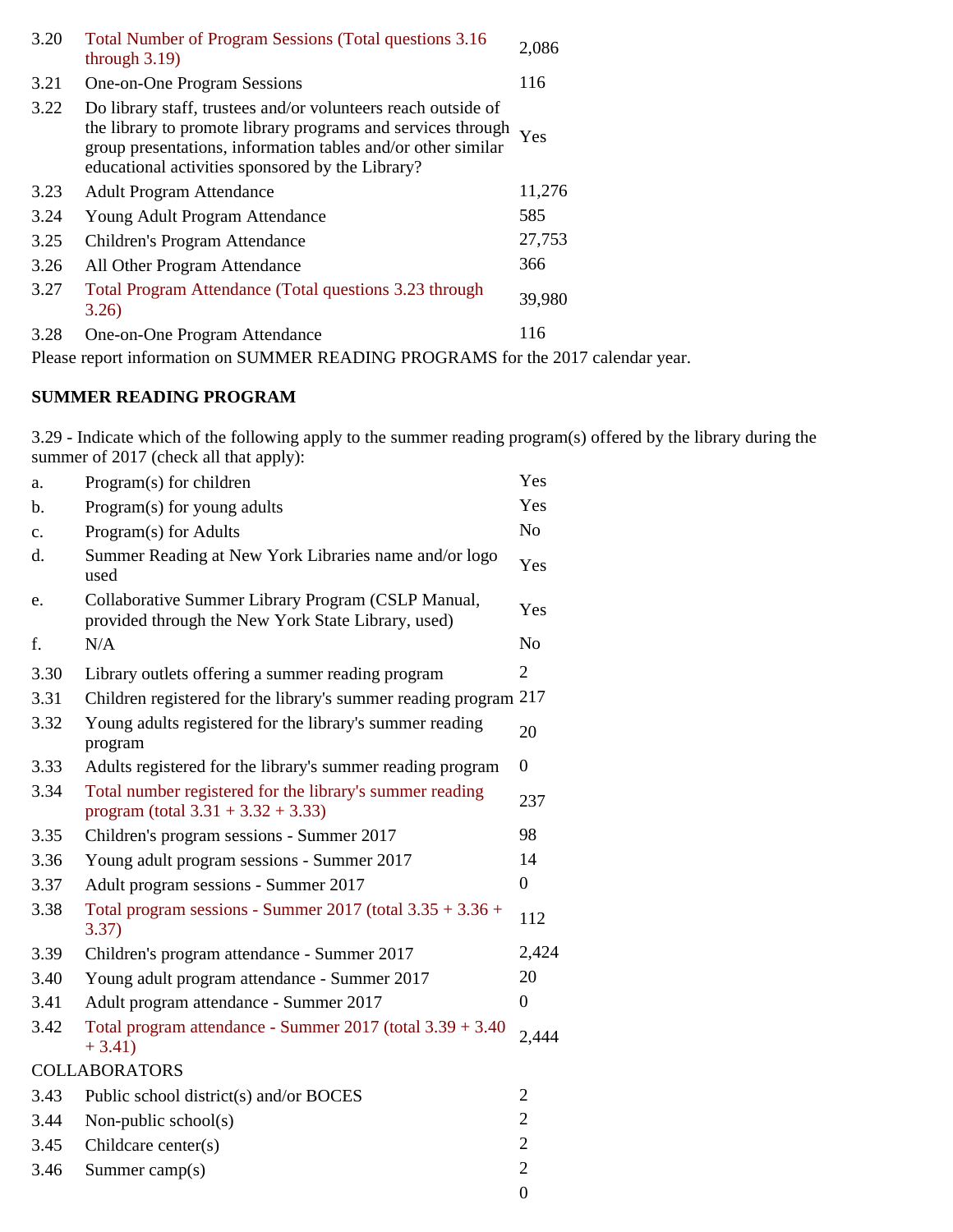| | | |
|---|---|---|
| 3.20 | Total Number of Program Sessions (Total questions 3.16 through 3.19) | 2,086 |
| 3.21 | One-on-One Program Sessions | 116 |
| 3.22 | Do library staff, trustees and/or volunteers reach outside of the library to promote library programs and services through group presentations, information tables and/or other similar educational activities sponsored by the Library? | Yes |
| 3.23 | Adult Program Attendance | 11,276 |
| 3.24 | Young Adult Program Attendance | 585 |
| 3.25 | Children's Program Attendance | 27,753 |
| 3.26 | All Other Program Attendance | 366 |
| 3.27 | Total Program Attendance (Total questions 3.23 through 3.26) | 39,980 |
| 3.28 | One-on-One Program Attendance | 116 |

Please report information on SUMMER READING PROGRAMS for the 2017 calendar year.

**SUMMER READING PROGRAM**

3.29 - Indicate which of the following apply to the summer reading program(s) offered by the library during the summer of 2017 (check all that apply):

| | | |
|---|---|---|
| a. | Program(s) for children | Yes |
| b. | Program(s) for young adults | Yes |
| c. | Program(s) for Adults | No |
| d. | Summer Reading at New York Libraries name and/or logo used | Yes |
| e. | Collaborative Summer Library Program (CSLP Manual, provided through the New York State Library, used) | Yes |
| f. | N/A | No |
| 3.30 | Library outlets offering a summer reading program | 2 |
| 3.31 | Children registered for the library's summer reading program | 217 |
| 3.32 | Young adults registered for the library's summer reading program | 20 |
| 3.33 | Adults registered for the library's summer reading program | 0 |
| 3.34 | Total number registered for the library's summer reading program (total 3.31 + 3.32 + 3.33) | 237 |
| 3.35 | Children's program sessions - Summer 2017 | 98 |
| 3.36 | Young adult program sessions - Summer 2017 | 14 |
| 3.37 | Adult program sessions - Summer 2017 | 0 |
| 3.38 | Total program sessions - Summer 2017 (total 3.35 + 3.36 + 3.37) | 112 |
| 3.39 | Children's program attendance - Summer 2017 | 2,424 |
| 3.40 | Young adult program attendance - Summer 2017 | 20 |
| 3.41 | Adult program attendance - Summer 2017 | 0 |
| 3.42 | Total program attendance - Summer 2017 (total 3.39 + 3.40 + 3.41) | 2,444 |

COLLABORATORS

| | | |
|---|---|---|
| 3.43 | Public school district(s) and/or BOCES | 2 |
| 3.44 | Non-public school(s) | 2 |
| 3.45 | Childcare center(s) | 2 |
| 3.46 | Summer camp(s) | 2 |
| | | 0 |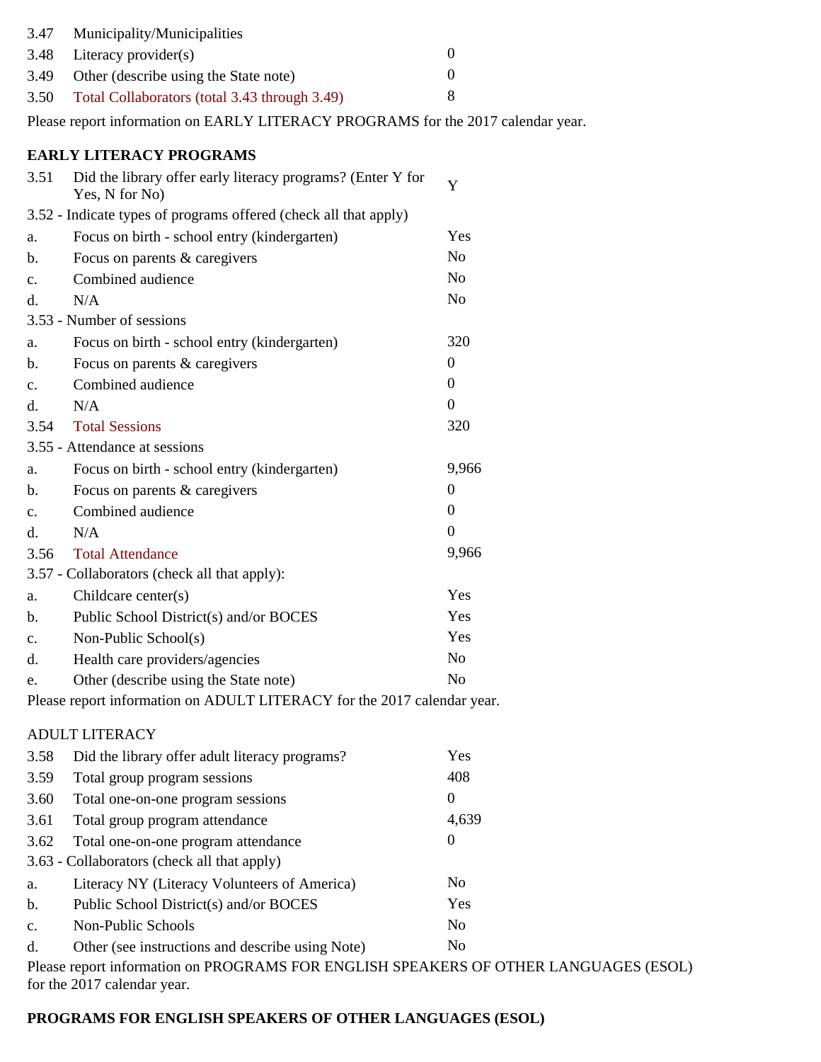| | | |
|---|---|---|
| 3.47 | Municipality/Municipalities | |
| 3.48 | Literacy provider(s) | 0 |
| 3.49 | Other (describe using the State note) | 0 |
| 3.50 | Total Collaborators (total 3.43 through 3.49) | 8 |

Please report information on EARLY LITERACY PROGRAMS for the 2017 calendar year.

**EARLY LITERACY PROGRAMS**

| | | |
|---|---|---|
| 3.51 | Did the library offer early literacy programs? (Enter Y for Yes, N for No) | Y |
| 3.52 - Indicate types of programs offered (check all that apply) | | |
| a. | Focus on birth - school entry (kindergarten) | Yes |
| b. | Focus on parents & caregivers | No |
| c. | Combined audience | No |
| d. | N/A | No |
| 3.53 - Number of sessions | | |
| a. | Focus on birth - school entry (kindergarten) | 320 |
| b. | Focus on parents & caregivers | 0 |
| c. | Combined audience | 0 |
| d. | N/A | 0 |
| 3.54 | Total Sessions | 320 |
| 3.55 - Attendance at sessions | | |
| a. | Focus on birth - school entry (kindergarten) | 9,966 |
| b. | Focus on parents & caregivers | 0 |
| c. | Combined audience | 0 |
| d. | N/A | 0 |
| 3.56 | Total Attendance | 9,966 |
| 3.57 - Collaborators (check all that apply): | | |
| a. | Childcare center(s) | Yes |
| b. | Public School District(s) and/or BOCES | Yes |
| c. | Non-Public School(s) | Yes |
| d. | Health care providers/agencies | No |
| e. | Other (describe using the State note) | No |

Please report information on ADULT LITERACY for the 2017 calendar year.

ADULT LITERACY

| | | |
|---|---|---|
| 3.58 | Did the library offer adult literacy programs? | Yes |
| 3.59 | Total group program sessions | 408 |
| 3.60 | Total one-on-one program sessions | 0 |
| 3.61 | Total group program attendance | 4,639 |
| 3.62 | Total one-on-one program attendance | 0 |
| 3.63 - Collaborators (check all that apply) | | |
| a. | Literacy NY (Literacy Volunteers of America) | No |
| b. | Public School District(s) and/or BOCES | Yes |
| c. | Non-Public Schools | No |
| d. | Other (see instructions and describe using Note) | No |

Please report information on PROGRAMS FOR ENGLISH SPEAKERS OF OTHER LANGUAGES (ESOL) for the 2017 calendar year.

**PROGRAMS FOR ENGLISH SPEAKERS OF OTHER LANGUAGES (ESOL)**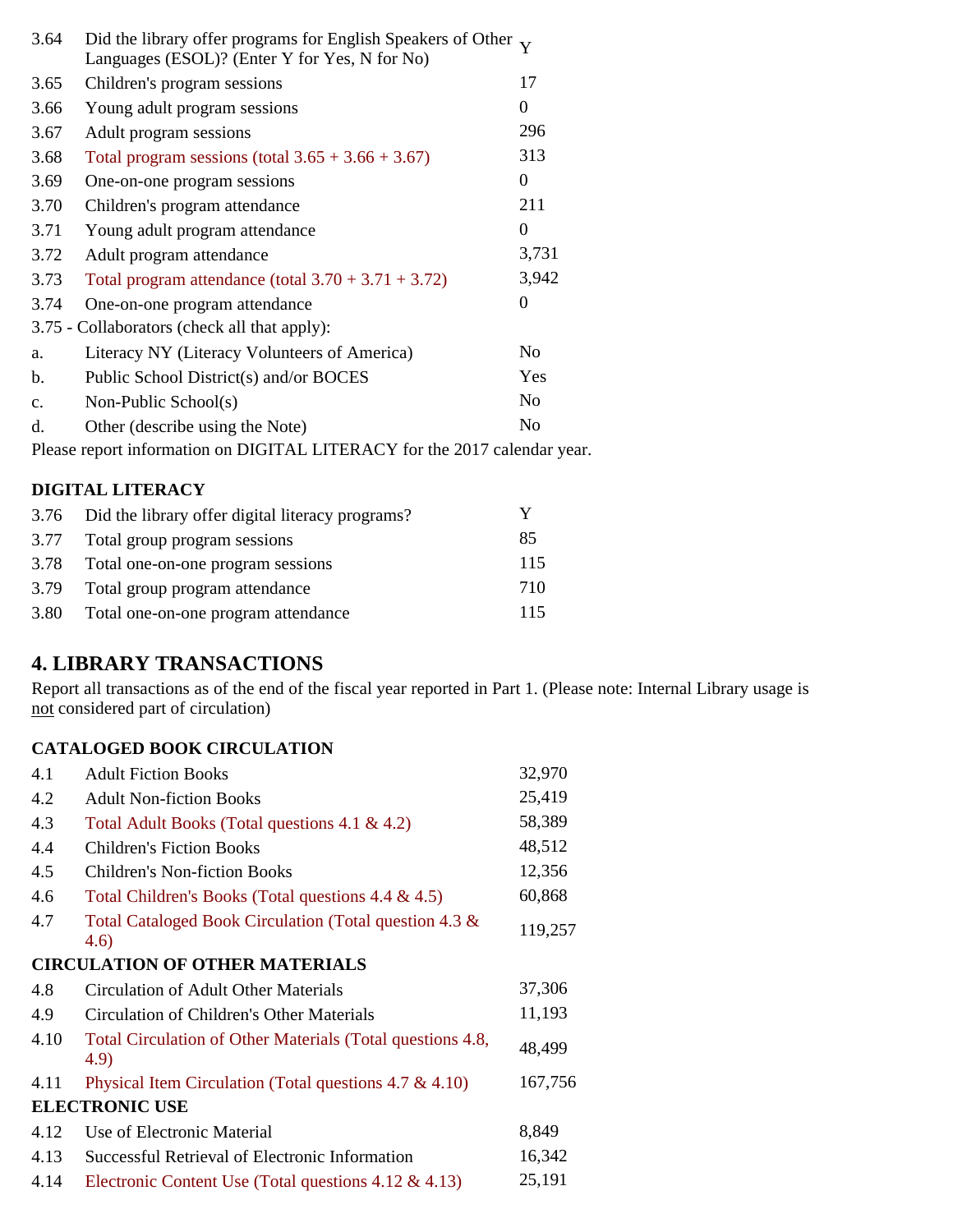| | | |
|---|---|---|
| 3.64 | Did the library offer programs for English Speakers of Other Languages (ESOL)? (Enter Y for Yes, N for No) | Y |
| 3.65 | Children's program sessions | 17 |
| 3.66 | Young adult program sessions | 0 |
| 3.67 | Adult program sessions | 296 |
| 3.68 | Total program sessions (total 3.65 + 3.66 + 3.67) | 313 |
| 3.69 | One-on-one program sessions | 0 |
| 3.70 | Children's program attendance | 211 |
| 3.71 | Young adult program attendance | 0 |
| 3.72 | Adult program attendance | 3,731 |
| 3.73 | Total program attendance (total 3.70 + 3.71 + 3.72) | 3,942 |
| 3.74 | One-on-one program attendance | 0 |

3.75 - Collaborators (check all that apply):

| | | |
|---|---|---|
| a. | Literacy NY (Literacy Volunteers of America) | No |
| b. | Public School District(s) and/or BOCES | Yes |
| c. | Non-Public School(s) | No |
| d. | Other (describe using the Note) | No |

Please report information on DIGITAL LITERACY for the 2017 calendar year.

**DIGITAL LITERACY**

| | | |
|---|---|---|
| 3.76 | Did the library offer digital literacy programs? | Y |
| 3.77 | Total group program sessions | 85 |
| 3.78 | Total one-on-one program sessions | 115 |
| 3.79 | Total group program attendance | 710 |
| 3.80 | Total one-on-one program attendance | 115 |

## 4. LIBRARY TRANSACTIONS

Report all transactions as of the end of the fiscal year reported in Part 1. (Please note: Internal Library usage is not considered part of circulation)

**CATALOGED BOOK CIRCULATION**

| | | |
|---|---|---|
| 4.1 | Adult Fiction Books | 32,970 |
| 4.2 | Adult Non-fiction Books | 25,419 |
| 4.3 | Total Adult Books (Total questions 4.1 & 4.2) | 58,389 |
| 4.4 | Children's Fiction Books | 48,512 |
| 4.5 | Children's Non-fiction Books | 12,356 |
| 4.6 | Total Children's Books (Total questions 4.4 & 4.5) | 60,868 |
| 4.7 | Total Cataloged Book Circulation (Total question 4.3 & 4.6) | 119,257 |

**CIRCULATION OF OTHER MATERIALS**

| | | |
|---|---|---|
| 4.8 | Circulation of Adult Other Materials | 37,306 |
| 4.9 | Circulation of Children's Other Materials | 11,193 |
| 4.10 | Total Circulation of Other Materials (Total questions 4.8, 4.9) | 48,499 |
| 4.11 | Physical Item Circulation (Total questions 4.7 & 4.10) | 167,756 |

**ELECTRONIC USE**

| | | |
|---|---|---|
| 4.12 | Use of Electronic Material | 8,849 |
| 4.13 | Successful Retrieval of Electronic Information | 16,342 |
| 4.14 | Electronic Content Use (Total questions 4.12 & 4.13) | 25,191 |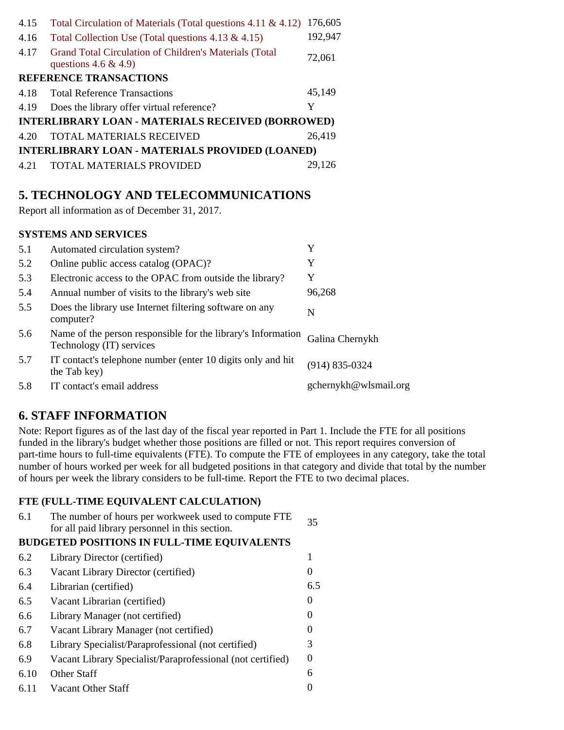| | | |
|---|---|---|
| 4.15 | Total Circulation of Materials (Total questions 4.11 & 4.12) | 176,605 |
| 4.16 | Total Collection Use (Total questions 4.13 & 4.15) | 192,947 |
| 4.17 | Grand Total Circulation of Children's Materials (Total questions 4.6 & 4.9) | 72,061 |

**REFERENCE TRANSACTIONS**

| | | |
|---|---|---|
| 4.18 | Total Reference Transactions | 45,149 |
| 4.19 | Does the library offer virtual reference? | Y |

**INTERLIBRARY LOAN - MATERIALS RECEIVED (BORROWED)**

| | | |
|---|---|---|
| 4.20 | TOTAL MATERIALS RECEIVED | 26,419 |

**INTERLIBRARY LOAN - MATERIALS PROVIDED (LOANED)**

| | | |
|---|---|---|
| 4.21 | TOTAL MATERIALS PROVIDED | 29,126 |

## 5. TECHNOLOGY AND TELECOMMUNICATIONS

Report all information as of December 31, 2017.

**SYSTEMS AND SERVICES**

| | | |
|---|---|---|
| 5.1 | Automated circulation system? | Y |
| 5.2 | Online public access catalog (OPAC)? | Y |
| 5.3 | Electronic access to the OPAC from outside the library? | Y |
| 5.4 | Annual number of visits to the library's web site | 96,268 |
| 5.5 | Does the library use Internet filtering software on any computer? | N |
| 5.6 | Name of the person responsible for the library's Information Technology (IT) services | Galina Chernykh |
| 5.7 | IT contact's telephone number (enter 10 digits only and hit the Tab key) | (914) 835-0324 |
| 5.8 | IT contact's email address | gchernykh@wlsmail.org |

## 6. STAFF INFORMATION

Note: Report figures as of the last day of the fiscal year reported in Part 1. Include the FTE for all positions funded in the library's budget whether those positions are filled or not. This report requires conversion of part-time hours to full-time equivalents (FTE). To compute the FTE of employees in any category, take the total number of hours worked per week for all budgeted positions in that category and divide that total by the number of hours per week the library considers to be full-time. Report the FTE to two decimal places.

**FTE (FULL-TIME EQUIVALENT CALCULATION)**

| | | |
|---|---|---|
| 6.1 | The number of hours per workweek used to compute FTE for all paid library personnel in this section. | 35 |

**BUDGETED POSITIONS IN FULL-TIME EQUIVALENTS**

| | | |
|---|---|---|
| 6.2 | Library Director (certified) | 1 |
| 6.3 | Vacant Library Director (certified) | 0 |
| 6.4 | Librarian (certified) | 6.5 |
| 6.5 | Vacant Librarian (certified) | 0 |
| 6.6 | Library Manager (not certified) | 0 |
| 6.7 | Vacant Library Manager (not certified) | 0 |
| 6.8 | Library Specialist/Paraprofessional (not certified) | 3 |
| 6.9 | Vacant Library Specialist/Paraprofessional (not certified) | 0 |
| 6.10 | Other Staff | 6 |
| 6.11 | Vacant Other Staff | 0 |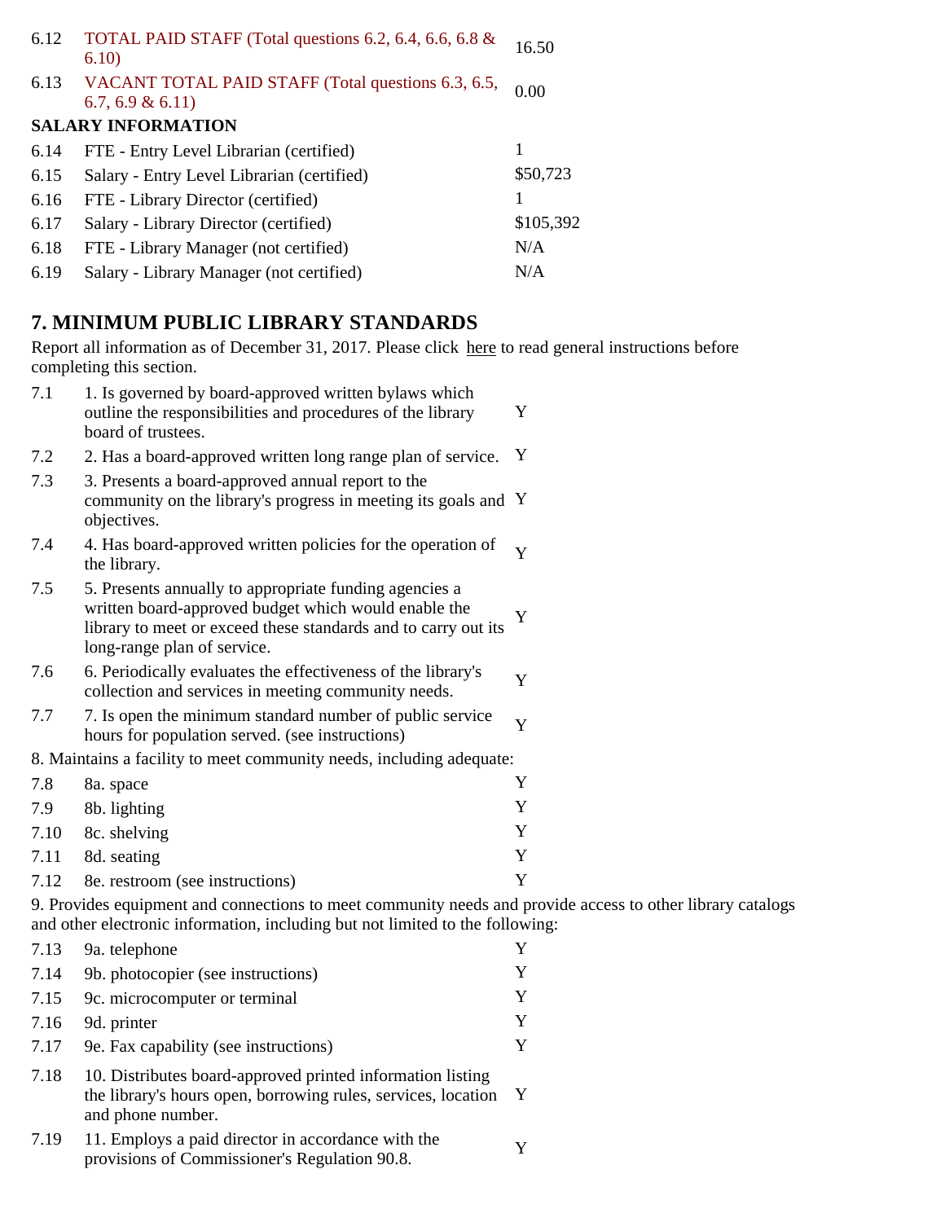| | | |
|---|---|---|
| 6.12 | TOTAL PAID STAFF (Total questions 6.2, 6.4, 6.6, 6.8 & 6.10) | 16.50 |
| 6.13 | VACANT TOTAL PAID STAFF (Total questions 6.3, 6.5, 6.7, 6.9 & 6.11) | 0.00 |

**SALARY INFORMATION**

| | | |
|---|---|---|
| 6.14 | FTE - Entry Level Librarian (certified) | 1 |
| 6.15 | Salary - Entry Level Librarian (certified) | $50,723 |
| 6.16 | FTE - Library Director (certified) | 1 |
| 6.17 | Salary - Library Director (certified) | $105,392 |
| 6.18 | FTE - Library Manager (not certified) | N/A |
| 6.19 | Salary - Library Manager (not certified) | N/A |

## 7. MINIMUM PUBLIC LIBRARY STANDARDS

Report all information as of December 31, 2017. Please click here to read general instructions before completing this section.

| | | |
|---|---|---|
| 7.1 | 1. Is governed by board-approved written bylaws which outline the responsibilities and procedures of the library board of trustees. | Y |
| 7.2 | 2. Has a board-approved written long range plan of service. | Y |
| 7.3 | 3. Presents a board-approved annual report to the community on the library's progress in meeting its goals and objectives. | Y |
| 7.4 | 4. Has board-approved written policies for the operation of the library. | Y |
| 7.5 | 5. Presents annually to appropriate funding agencies a written board-approved budget which would enable the library to meet or exceed these standards and to carry out its long-range plan of service. | Y |
| 7.6 | 6. Periodically evaluates the effectiveness of the library's collection and services in meeting community needs. | Y |
| 7.7 | 7. Is open the minimum standard number of public service hours for population served. (see instructions) | Y |

8. Maintains a facility to meet community needs, including adequate:

| | | |
|---|---|---|
| 7.8 | 8a. space | Y |
| 7.9 | 8b. lighting | Y |
| 7.10 | 8c. shelving | Y |
| 7.11 | 8d. seating | Y |
| 7.12 | 8e. restroom (see instructions) | Y |

9. Provides equipment and connections to meet community needs and provide access to other library catalogs and other electronic information, including but not limited to the following:

| | | |
|---|---|---|
| 7.13 | 9a. telephone | Y |
| 7.14 | 9b. photocopier (see instructions) | Y |
| 7.15 | 9c. microcomputer or terminal | Y |
| 7.16 | 9d. printer | Y |
| 7.17 | 9e. Fax capability (see instructions) | Y |
| 7.18 | 10. Distributes board-approved printed information listing the library's hours open, borrowing rules, services, location and phone number. | Y |
| 7.19 | 11. Employs a paid director in accordance with the provisions of Commissioner's Regulation 90.8. | Y |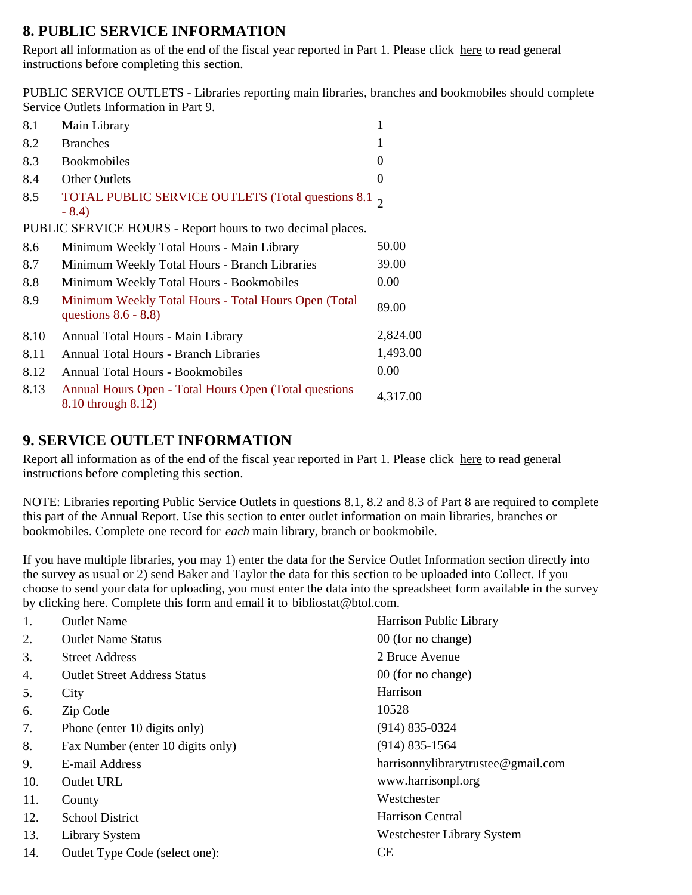## 8. PUBLIC SERVICE INFORMATION

Report all information as of the end of the fiscal year reported in Part 1. Please click here to read general instructions before completing this section.

PUBLIC SERVICE OUTLETS - Libraries reporting main libraries, branches and bookmobiles should complete Service Outlets Information in Part 9.

| | | |
|---|---|---|
| 8.1 | Main Library | 1 |
| 8.2 | Branches | 1 |
| 8.3 | Bookmobiles | 0 |
| 8.4 | Other Outlets | 0 |
| 8.5 | TOTAL PUBLIC SERVICE OUTLETS (Total questions 8.1 - 8.4) | 2 |

PUBLIC SERVICE HOURS - Report hours to two decimal places.

| | | |
|---|---|---|
| 8.6 | Minimum Weekly Total Hours - Main Library | 50.00 |
| 8.7 | Minimum Weekly Total Hours - Branch Libraries | 39.00 |
| 8.8 | Minimum Weekly Total Hours - Bookmobiles | 0.00 |
| 8.9 | Minimum Weekly Total Hours - Total Hours Open (Total questions 8.6 - 8.8) | 89.00 |
| 8.10 | Annual Total Hours - Main Library | 2,824.00 |
| 8.11 | Annual Total Hours - Branch Libraries | 1,493.00 |
| 8.12 | Annual Total Hours - Bookmobiles | 0.00 |
| 8.13 | Annual Hours Open - Total Hours Open (Total questions 8.10 through 8.12) | 4,317.00 |

## 9. SERVICE OUTLET INFORMATION

Report all information as of the end of the fiscal year reported in Part 1. Please click here to read general instructions before completing this section.

NOTE: Libraries reporting Public Service Outlets in questions 8.1, 8.2 and 8.3 of Part 8 are required to complete this part of the Annual Report. Use this section to enter outlet information on main libraries, branches or bookmobiles. Complete one record for *each* main library, branch or bookmobile.

If you have multiple libraries, you may 1) enter the data for the Service Outlet Information section directly into the survey as usual or 2) send Baker and Taylor the data for this section to be uploaded into Collect. If you choose to send your data for uploading, you must enter the data into the spreadsheet form available in the survey by clicking here. Complete this form and email it to bibliostat@btol.com.

| | | |
|---|---|---|
| 1. | Outlet Name | Harrison Public Library |
| 2. | Outlet Name Status | 00 (for no change) |
| 3. | Street Address | 2 Bruce Avenue |
| 4. | Outlet Street Address Status | 00 (for no change) |
| 5. | City | Harrison |
| 6. | Zip Code | 10528 |
| 7. | Phone (enter 10 digits only) | (914) 835-0324 |
| 8. | Fax Number (enter 10 digits only) | (914) 835-1564 |
| 9. | E-mail Address | harrisonnylibrarytrustee@gmail.com |
| 10. | Outlet URL | www.harrisonpl.org |
| 11. | County | Westchester |
| 12. | School District | Harrison Central |
| 13. | Library System | Westchester Library System |
| 14. | Outlet Type Code (select one): | CE |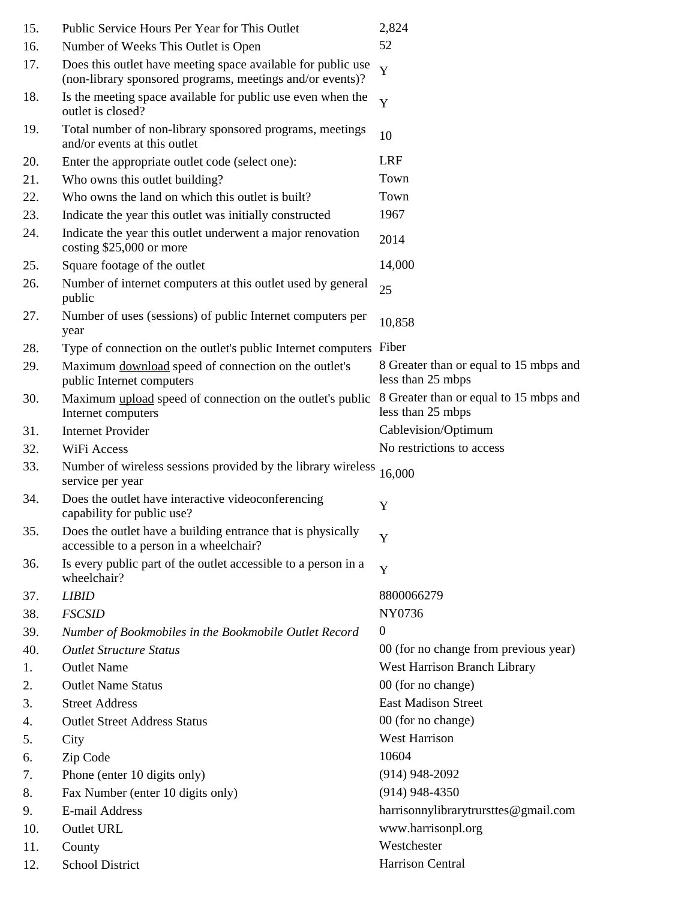| | | |
|---|---|---|
| 15. | Public Service Hours Per Year for This Outlet | 2,824 |
| 16. | Number of Weeks This Outlet is Open | 52 |
| 17. | Does this outlet have meeting space available for public use (non-library sponsored programs, meetings and/or events)? | Y |
| 18. | Is the meeting space available for public use even when the outlet is closed? | Y |
| 19. | Total number of non-library sponsored programs, meetings and/or events at this outlet | 10 |
| 20. | Enter the appropriate outlet code (select one): | LRF |
| 21. | Who owns this outlet building? | Town |
| 22. | Who owns the land on which this outlet is built? | Town |
| 23. | Indicate the year this outlet was initially constructed | 1967 |
| 24. | Indicate the year this outlet underwent a major renovation costing $25,000 or more | 2014 |
| 25. | Square footage of the outlet | 14,000 |
| 26. | Number of internet computers at this outlet used by general public | 25 |
| 27. | Number of uses (sessions) of public Internet computers per year | 10,858 |
| 28. | Type of connection on the outlet's public Internet computers | Fiber |
| 29. | Maximum <u>download</u> speed of connection on the outlet's public Internet computers | 8 Greater than or equal to 15 mbps and less than 25 mbps |
| 30. | Maximum <u>upload</u> speed of connection on the outlet's public Internet computers | 8 Greater than or equal to 15 mbps and less than 25 mbps |
| 31. | Internet Provider | Cablevision/Optimum |
| 32. | WiFi Access | No restrictions to access |
| 33. | Number of wireless sessions provided by the library wireless service per year | 16,000 |
| 34. | Does the outlet have interactive videoconferencing capability for public use? | Y |
| 35. | Does the outlet have a building entrance that is physically accessible to a person in a wheelchair? | Y |
| 36. | Is every public part of the outlet accessible to a person in a wheelchair? | Y |
| 37. | *LIBID* | 8800066279 |
| 38. | *FSCSID* | NY0736 |
| 39. | *Number of Bookmobiles in the Bookmobile Outlet Record* | 0 |
| 40. | *Outlet Structure Status* | 00 (for no change from previous year) |
| 1. | Outlet Name | West Harrison Branch Library |
| 2. | Outlet Name Status | 00 (for no change) |
| 3. | Street Address | East Madison Street |
| 4. | Outlet Street Address Status | 00 (for no change) |
| 5. | City | West Harrison |
| 6. | Zip Code | 10604 |
| 7. | Phone (enter 10 digits only) | (914) 948-2092 |
| 8. | Fax Number (enter 10 digits only) | (914) 948-4350 |
| 9. | E-mail Address | harrisonnylibrarytrursttes@gmail.com |
| 10. | Outlet URL | www.harrisonpl.org |
| 11. | County | Westchester |
| 12. | School District | Harrison Central |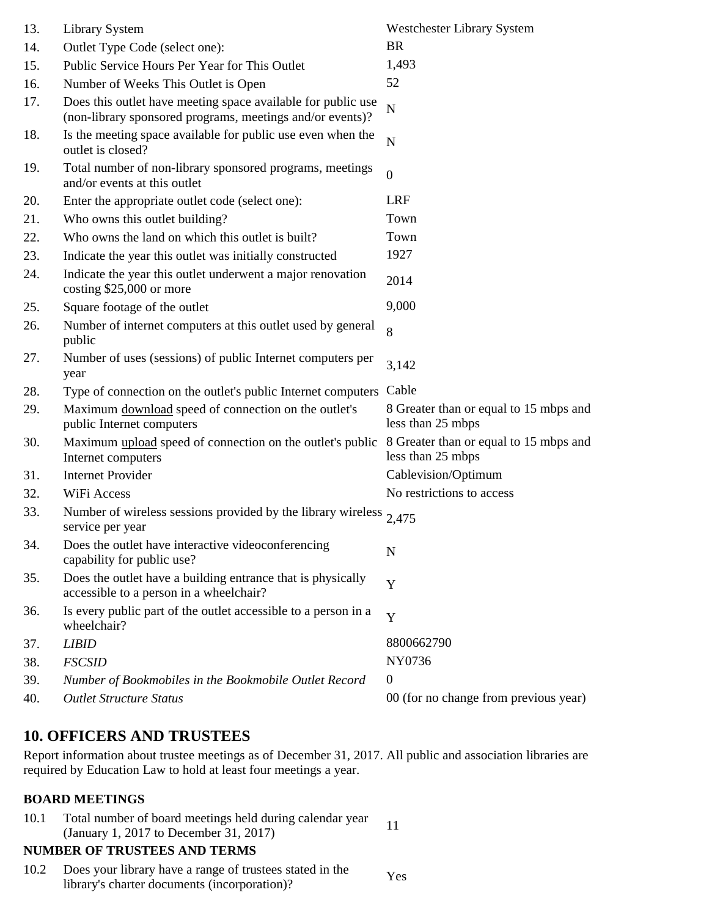| | | |
|---|---|---|
| 13. | Library System | Westchester Library System |
| 14. | Outlet Type Code (select one): | BR |
| 15. | Public Service Hours Per Year for This Outlet | 1,493 |
| 16. | Number of Weeks This Outlet is Open | 52 |
| 17. | Does this outlet have meeting space available for public use (non-library sponsored programs, meetings and/or events)? | N |
| 18. | Is the meeting space available for public use even when the outlet is closed? | N |
| 19. | Total number of non-library sponsored programs, meetings and/or events at this outlet | 0 |
| 20. | Enter the appropriate outlet code (select one): | LRF |
| 21. | Who owns this outlet building? | Town |
| 22. | Who owns the land on which this outlet is built? | Town |
| 23. | Indicate the year this outlet was initially constructed | 1927 |
| 24. | Indicate the year this outlet underwent a major renovation costing $25,000 or more | 2014 |
| 25. | Square footage of the outlet | 9,000 |
| 26. | Number of internet computers at this outlet used by general public | 8 |
| 27. | Number of uses (sessions) of public Internet computers per year | 3,142 |
| 28. | Type of connection on the outlet's public Internet computers | Cable |
| 29. | Maximum download speed of connection on the outlet's public Internet computers | 8 Greater than or equal to 15 mbps and less than 25 mbps |
| 30. | Maximum upload speed of connection on the outlet's public Internet computers | 8 Greater than or equal to 15 mbps and less than 25 mbps |
| 31. | Internet Provider | Cablevision/Optimum |
| 32. | WiFi Access | No restrictions to access |
| 33. | Number of wireless sessions provided by the library wireless service per year | 2,475 |
| 34. | Does the outlet have interactive videoconferencing capability for public use? | N |
| 35. | Does the outlet have a building entrance that is physically accessible to a person in a wheelchair? | Y |
| 36. | Is every public part of the outlet accessible to a person in a wheelchair? | Y |
| 37. | *LIBID* | 8800662790 |
| 38. | *FSCSID* | NY0736 |
| 39. | *Number of Bookmobiles in the Bookmobile Outlet Record* | 0 |
| 40. | *Outlet Structure Status* | 00 (for no change from previous year) |

## 10. OFFICERS AND TRUSTEES

Report information about trustee meetings as of December 31, 2017. All public and association libraries are required by Education Law to hold at least four meetings a year.

**BOARD MEETINGS**

| | | |
|---|---|---|
| 10.1 | Total number of board meetings held during calendar year (January 1, 2017 to December 31, 2017) | 11 |

**NUMBER OF TRUSTEES AND TERMS**

| | | |
|---|---|---|
| 10.2 | Does your library have a range of trustees stated in the library's charter documents (incorporation)? | Yes |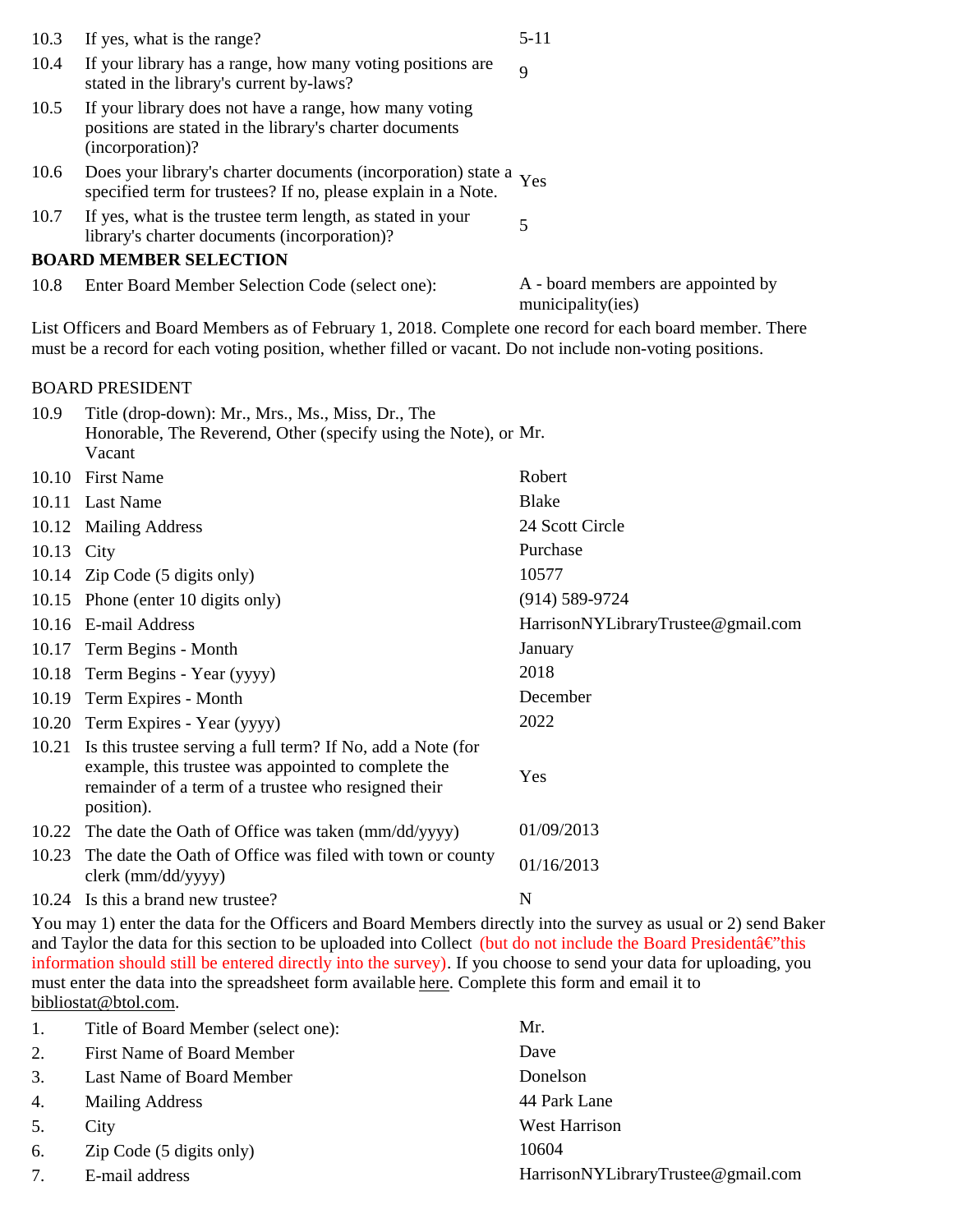| | | |
|---|---|---|
| 10.3 | If yes, what is the range? | 5-11 |
| 10.4 | If your library has a range, how many voting positions are stated in the library's current by-laws? | 9 |
| 10.5 | If your library does not have a range, how many voting positions are stated in the library's charter documents (incorporation)? | |
| 10.6 | Does your library's charter documents (incorporation) state a specified term for trustees? If no, please explain in a Note. | Yes |
| 10.7 | If yes, what is the trustee term length, as stated in your library's charter documents (incorporation)? | 5 |

**BOARD MEMBER SELECTION**

| | | |
|---|---|---|
| 10.8 | Enter Board Member Selection Code (select one): | A - board members are appointed by municipality(ies) |

List Officers and Board Members as of February 1, 2018. Complete one record for each board member. There must be a record for each voting position, whether filled or vacant. Do not include non-voting positions.

BOARD PRESIDENT

| | | |
|---|---|---|
| 10.9 | Title (drop-down): Mr., Mrs., Ms., Miss, Dr., The Honorable, The Reverend, Other (specify using the Note), or Vacant | Mr. |
| 10.10 | First Name | Robert |
| 10.11 | Last Name | Blake |
| 10.12 | Mailing Address | 24 Scott Circle |
| 10.13 | City | Purchase |
| 10.14 | Zip Code (5 digits only) | 10577 |
| 10.15 | Phone (enter 10 digits only) | (914) 589-9724 |
| 10.16 | E-mail Address | HarrisonNYLibraryTrustee@gmail.com |
| 10.17 | Term Begins - Month | January |
| 10.18 | Term Begins - Year (yyyy) | 2018 |
| 10.19 | Term Expires - Month | December |
| 10.20 | Term Expires - Year (yyyy) | 2022 |
| 10.21 | Is this trustee serving a full term? If No, add a Note (for example, this trustee was appointed to complete the remainder of a term of a trustee who resigned their position). | Yes |
| 10.22 | The date the Oath of Office was taken (mm/dd/yyyy) | 01/09/2013 |
| 10.23 | The date the Oath of Office was filed with town or county clerk (mm/dd/yyyy) | 01/16/2013 |
| 10.24 | Is this a brand new trustee? | N |

You may 1) enter the data for the Officers and Board Members directly into the survey as usual or 2) send Baker and Taylor the data for this section to be uploaded into Collect (but do not include the Board Presidentâ€"this information should still be entered directly into the survey). If you choose to send your data for uploading, you must enter the data into the spreadsheet form available here. Complete this form and email it to bibliostat@btol.com.

| | | |
|---|---|---|
| 1. | Title of Board Member (select one): | Mr. |
| 2. | First Name of Board Member | Dave |
| 3. | Last Name of Board Member | Donelson |
| 4. | Mailing Address | 44 Park Lane |
| 5. | City | West Harrison |
| 6. | Zip Code (5 digits only) | 10604 |
| 7. | E-mail address | HarrisonNYLibraryTrustee@gmail.com |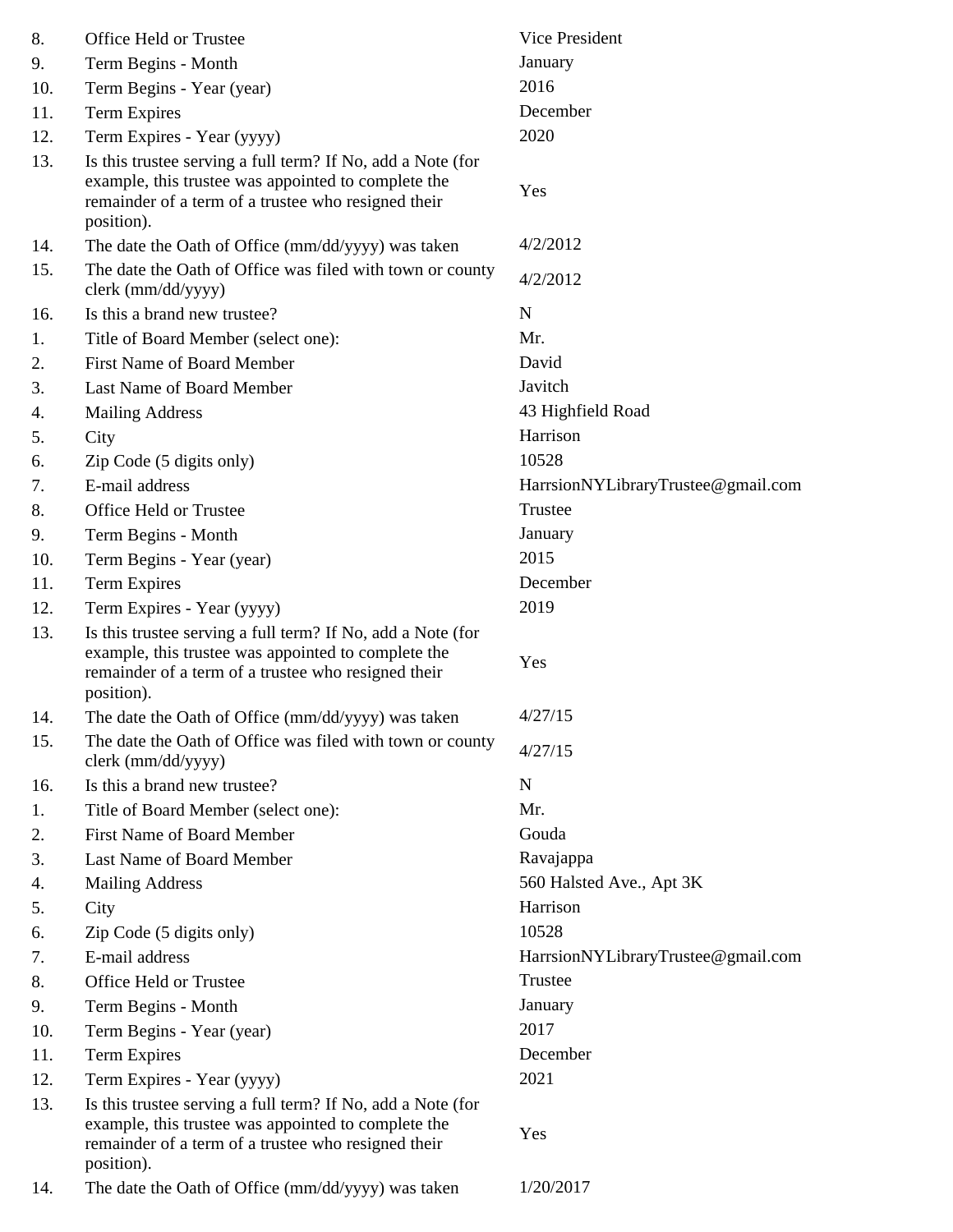| | | |
|---|---|---|
| 8. | Office Held or Trustee | Vice President |
| 9. | Term Begins - Month | January |
| 10. | Term Begins - Year (year) | 2016 |
| 11. | Term Expires | December |
| 12. | Term Expires - Year (yyyy) | 2020 |
| 13. | Is this trustee serving a full term? If No, add a Note (for example, this trustee was appointed to complete the remainder of a term of a trustee who resigned their position). | Yes |
| 14. | The date the Oath of Office (mm/dd/yyyy) was taken | 4/2/2012 |
| 15. | The date the Oath of Office was filed with town or county clerk (mm/dd/yyyy) | 4/2/2012 |
| 16. | Is this a brand new trustee? | N |
| 1. | Title of Board Member (select one): | Mr. |
| 2. | First Name of Board Member | David |
| 3. | Last Name of Board Member | Javitch |
| 4. | Mailing Address | 43 Highfield Road |
| 5. | City | Harrison |
| 6. | Zip Code (5 digits only) | 10528 |
| 7. | E-mail address | HarrsionNYLibraryTrustee@gmail.com |
| 8. | Office Held or Trustee | Trustee |
| 9. | Term Begins - Month | January |
| 10. | Term Begins - Year (year) | 2015 |
| 11. | Term Expires | December |
| 12. | Term Expires - Year (yyyy) | 2019 |
| 13. | Is this trustee serving a full term? If No, add a Note (for example, this trustee was appointed to complete the remainder of a term of a trustee who resigned their position). | Yes |
| 14. | The date the Oath of Office (mm/dd/yyyy) was taken | 4/27/15 |
| 15. | The date the Oath of Office was filed with town or county clerk (mm/dd/yyyy) | 4/27/15 |
| 16. | Is this a brand new trustee? | N |
| 1. | Title of Board Member (select one): | Mr. |
| 2. | First Name of Board Member | Gouda |
| 3. | Last Name of Board Member | Ravajappa |
| 4. | Mailing Address | 560 Halsted Ave., Apt 3K |
| 5. | City | Harrison |
| 6. | Zip Code (5 digits only) | 10528 |
| 7. | E-mail address | HarrsionNYLibraryTrustee@gmail.com |
| 8. | Office Held or Trustee | Trustee |
| 9. | Term Begins - Month | January |
| 10. | Term Begins - Year (year) | 2017 |
| 11. | Term Expires | December |
| 12. | Term Expires - Year (yyyy) | 2021 |
| 13. | Is this trustee serving a full term? If No, add a Note (for example, this trustee was appointed to complete the remainder of a term of a trustee who resigned their position). | Yes |
| 14. | The date the Oath of Office (mm/dd/yyyy) was taken | 1/20/2017 |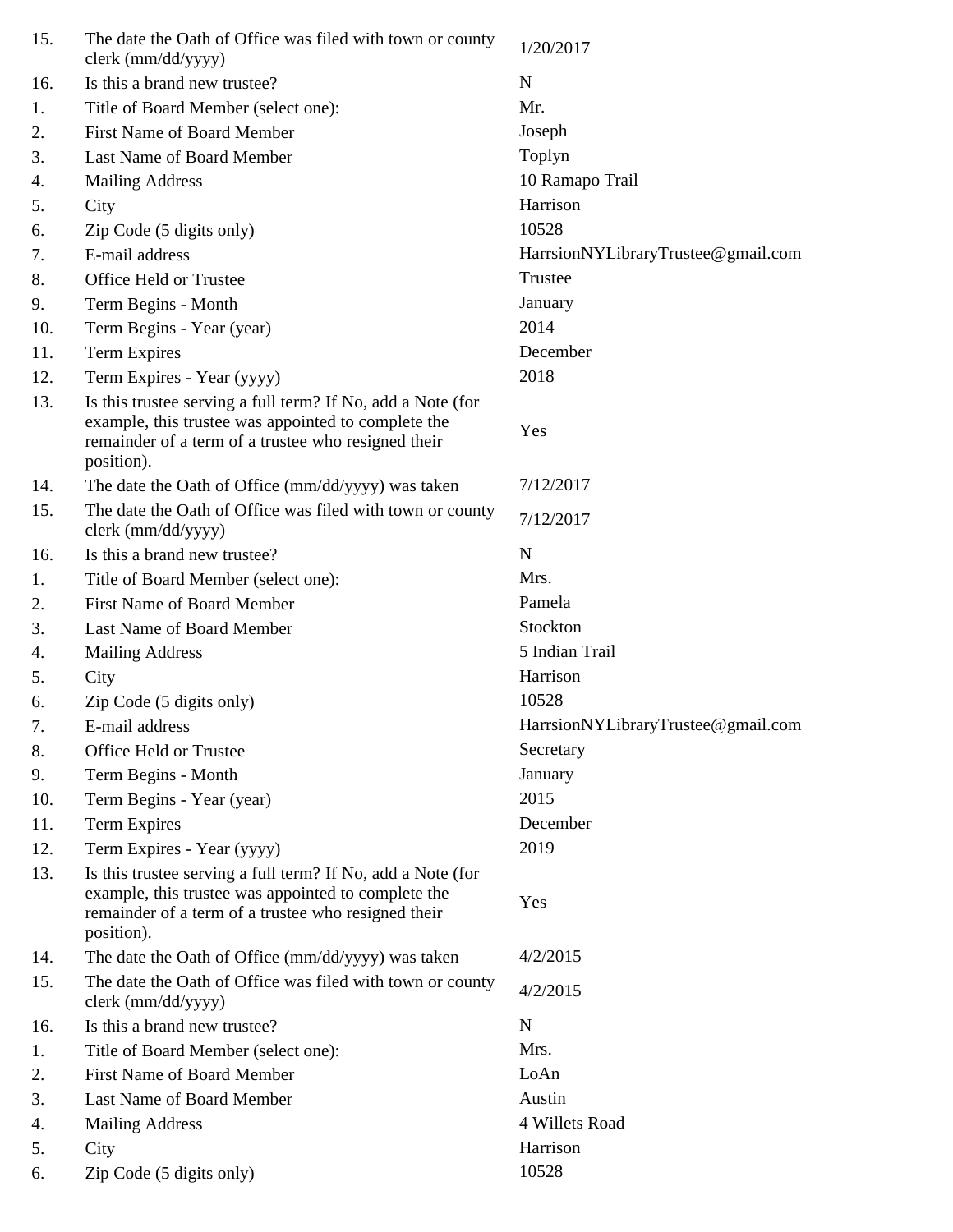| | | |
|---|---|---|
| 15. | The date the Oath of Office was filed with town or county clerk (mm/dd/yyyy) | 1/20/2017 |
| 16. | Is this a brand new trustee? | N |
| 1. | Title of Board Member (select one): | Mr. |
| 2. | First Name of Board Member | Joseph |
| 3. | Last Name of Board Member | Toplyn |
| 4. | Mailing Address | 10 Ramapo Trail |
| 5. | City | Harrison |
| 6. | Zip Code (5 digits only) | 10528 |
| 7. | E-mail address | HarrsionNYLibraryTrustee@gmail.com |
| 8. | Office Held or Trustee | Trustee |
| 9. | Term Begins - Month | January |
| 10. | Term Begins - Year (year) | 2014 |
| 11. | Term Expires | December |
| 12. | Term Expires - Year (yyyy) | 2018 |
| 13. | Is this trustee serving a full term? If No, add a Note (for example, this trustee was appointed to complete the remainder of a term of a trustee who resigned their position). | Yes |
| 14. | The date the Oath of Office (mm/dd/yyyy) was taken | 7/12/2017 |
| 15. | The date the Oath of Office was filed with town or county clerk (mm/dd/yyyy) | 7/12/2017 |
| 16. | Is this a brand new trustee? | N |
| 1. | Title of Board Member (select one): | Mrs. |
| 2. | First Name of Board Member | Pamela |
| 3. | Last Name of Board Member | Stockton |
| 4. | Mailing Address | 5 Indian Trail |
| 5. | City | Harrison |
| 6. | Zip Code (5 digits only) | 10528 |
| 7. | E-mail address | HarrsionNYLibraryTrustee@gmail.com |
| 8. | Office Held or Trustee | Secretary |
| 9. | Term Begins - Month | January |
| 10. | Term Begins - Year (year) | 2015 |
| 11. | Term Expires | December |
| 12. | Term Expires - Year (yyyy) | 2019 |
| 13. | Is this trustee serving a full term? If No, add a Note (for example, this trustee was appointed to complete the remainder of a term of a trustee who resigned their position). | Yes |
| 14. | The date the Oath of Office (mm/dd/yyyy) was taken | 4/2/2015 |
| 15. | The date the Oath of Office was filed with town or county clerk (mm/dd/yyyy) | 4/2/2015 |
| 16. | Is this a brand new trustee? | N |
| 1. | Title of Board Member (select one): | Mrs. |
| 2. | First Name of Board Member | LoAn |
| 3. | Last Name of Board Member | Austin |
| 4. | Mailing Address | 4 Willets Road |
| 5. | City | Harrison |
| 6. | Zip Code (5 digits only) | 10528 |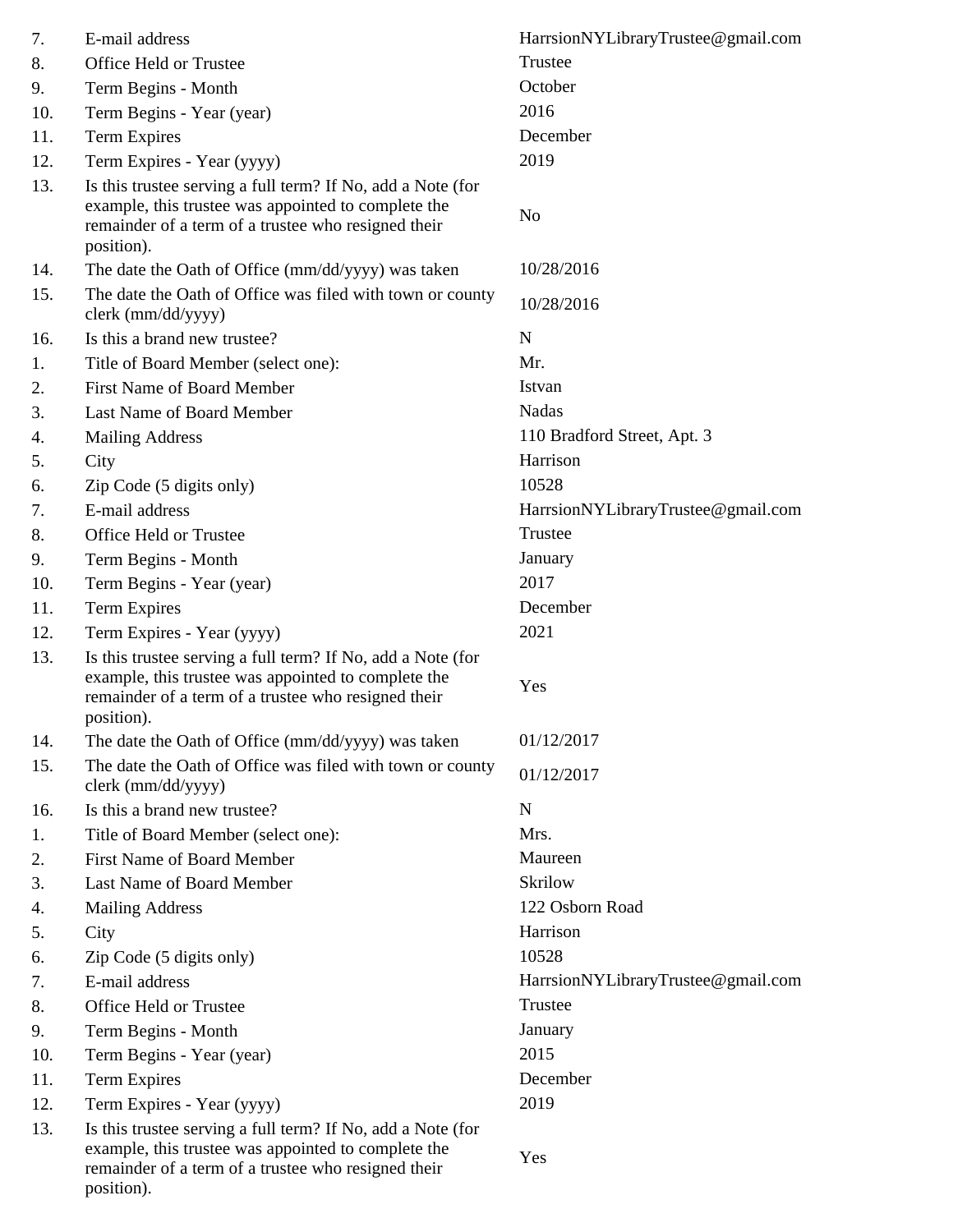| | | |
|---|---|---|
| 7. | E-mail address | HarrsionNYLibraryTrustee@gmail.com |
| 8. | Office Held or Trustee | Trustee |
| 9. | Term Begins - Month | October |
| 10. | Term Begins - Year (year) | 2016 |
| 11. | Term Expires | December |
| 12. | Term Expires - Year (yyyy) | 2019 |
| 13. | Is this trustee serving a full term? If No, add a Note (for example, this trustee was appointed to complete the remainder of a term of a trustee who resigned their position). | No |
| 14. | The date the Oath of Office (mm/dd/yyyy) was taken | 10/28/2016 |
| 15. | The date the Oath of Office was filed with town or county clerk (mm/dd/yyyy) | 10/28/2016 |
| 16. | Is this a brand new trustee? | N |
| 1. | Title of Board Member (select one): | Mr. |
| 2. | First Name of Board Member | Istvan |
| 3. | Last Name of Board Member | Nadas |
| 4. | Mailing Address | 110 Bradford Street, Apt. 3 |
| 5. | City | Harrison |
| 6. | Zip Code (5 digits only) | 10528 |
| 7. | E-mail address | HarrsionNYLibraryTrustee@gmail.com |
| 8. | Office Held or Trustee | Trustee |
| 9. | Term Begins - Month | January |
| 10. | Term Begins - Year (year) | 2017 |
| 11. | Term Expires | December |
| 12. | Term Expires - Year (yyyy) | 2021 |
| 13. | Is this trustee serving a full term? If No, add a Note (for example, this trustee was appointed to complete the remainder of a term of a trustee who resigned their position). | Yes |
| 14. | The date the Oath of Office (mm/dd/yyyy) was taken | 01/12/2017 |
| 15. | The date the Oath of Office was filed with town or county clerk (mm/dd/yyyy) | 01/12/2017 |
| 16. | Is this a brand new trustee? | N |
| 1. | Title of Board Member (select one): | Mrs. |
| 2. | First Name of Board Member | Maureen |
| 3. | Last Name of Board Member | Skrilow |
| 4. | Mailing Address | 122 Osborn Road |
| 5. | City | Harrison |
| 6. | Zip Code (5 digits only) | 10528 |
| 7. | E-mail address | HarrsionNYLibraryTrustee@gmail.com |
| 8. | Office Held or Trustee | Trustee |
| 9. | Term Begins - Month | January |
| 10. | Term Begins - Year (year) | 2015 |
| 11. | Term Expires | December |
| 12. | Term Expires - Year (yyyy) | 2019 |
| 13. | Is this trustee serving a full term? If No, add a Note (for example, this trustee was appointed to complete the remainder of a term of a trustee who resigned their position). | Yes |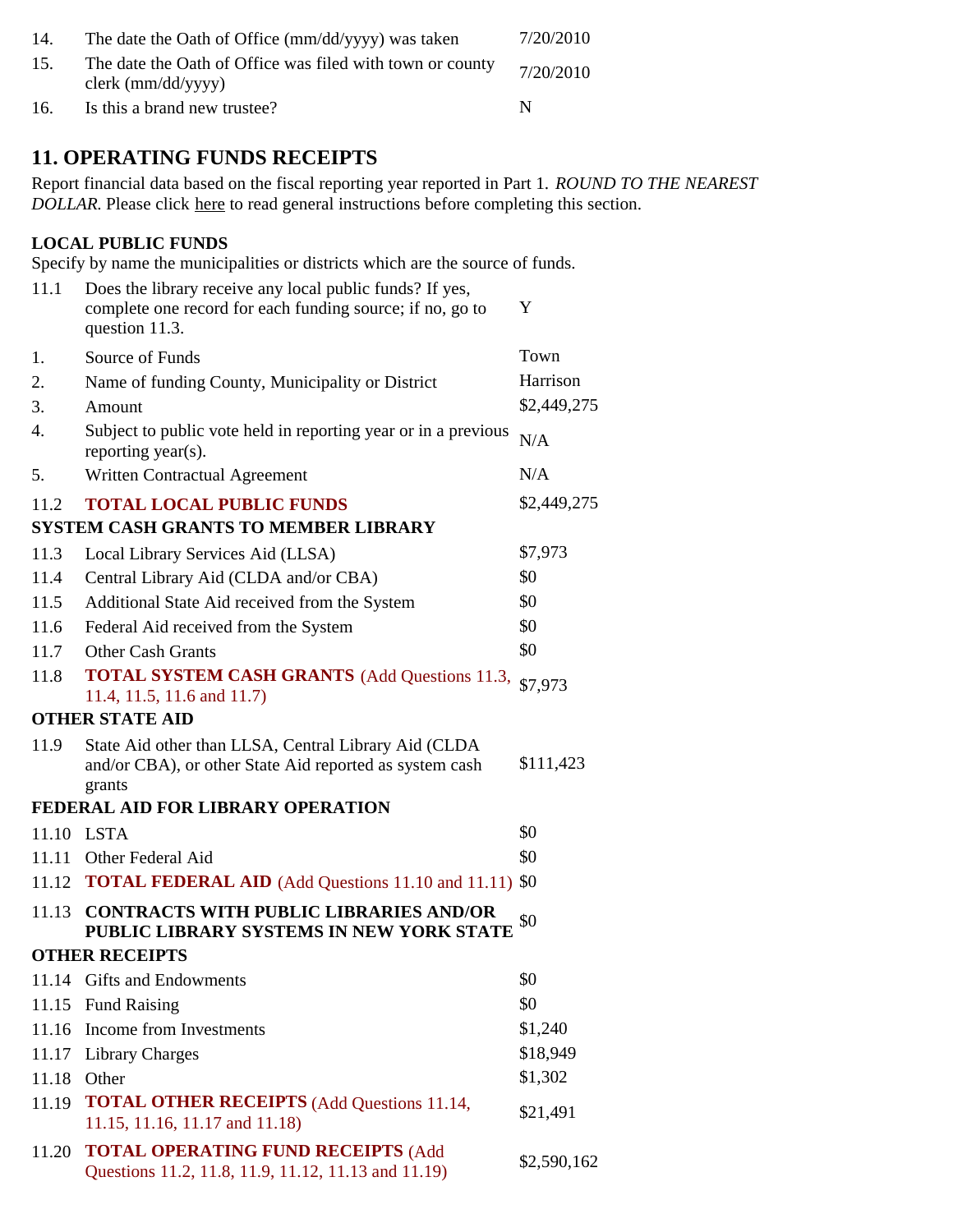| | | |
|---|---|---|
| 14. | The date the Oath of Office (mm/dd/yyyy) was taken | 7/20/2010 |
| 15. | The date the Oath of Office was filed with town or county clerk (mm/dd/yyyy) | 7/20/2010 |
| 16. | Is this a brand new trustee? | N |

## 11. OPERATING FUNDS RECEIPTS

Report financial data based on the fiscal reporting year reported in Part 1. *ROUND TO THE NEAREST DOLLAR.* Please click here to read general instructions before completing this section.

**LOCAL PUBLIC FUNDS**

Specify by name the municipalities or districts which are the source of funds.

| | | |
|---|---|---|
| 11.1 | Does the library receive any local public funds? If yes, complete one record for each funding source; if no, go to question 11.3. | Y |
| 1. | Source of Funds | Town |
| 2. | Name of funding County, Municipality or District | Harrison |
| 3. | Amount | $2,449,275 |
| 4. | Subject to public vote held in reporting year or in a previous reporting year(s). | N/A |
| 5. | Written Contractual Agreement | N/A |
| 11.2 | **TOTAL LOCAL PUBLIC FUNDS** | $2,449,275 |

**SYSTEM CASH GRANTS TO MEMBER LIBRARY**

| | | |
|---|---|---|
| 11.3 | Local Library Services Aid (LLSA) | $7,973 |
| 11.4 | Central Library Aid (CLDA and/or CBA) | $0 |
| 11.5 | Additional State Aid received from the System | $0 |
| 11.6 | Federal Aid received from the System | $0 |
| 11.7 | Other Cash Grants | $0 |
| 11.8 | **TOTAL SYSTEM CASH GRANTS** (Add Questions 11.3, 11.4, 11.5, 11.6 and 11.7) | $7,973 |

**OTHER STATE AID**

| | | |
|---|---|---|
| 11.9 | State Aid other than LLSA, Central Library Aid (CLDA and/or CBA), or other State Aid reported as system cash grants | $111,423 |

**FEDERAL AID FOR LIBRARY OPERATION**

| | | |
|---|---|---|
| 11.10 | LSTA | $0 |
| 11.11 | Other Federal Aid | $0 |
| 11.12 | **TOTAL FEDERAL AID** (Add Questions 11.10 and 11.11) | $0 |
| 11.13 | **CONTRACTS WITH PUBLIC LIBRARIES AND/OR PUBLIC LIBRARY SYSTEMS IN NEW YORK STATE** | $0 |

**OTHER RECEIPTS**

| | | |
|---|---|---|
| 11.14 | Gifts and Endowments | $0 |
| 11.15 | Fund Raising | $0 |
| 11.16 | Income from Investments | $1,240 |
| 11.17 | Library Charges | $18,949 |
| 11.18 | Other | $1,302 |
| 11.19 | **TOTAL OTHER RECEIPTS** (Add Questions 11.14, 11.15, 11.16, 11.17 and 11.18) | $21,491 |
| 11.20 | **TOTAL OPERATING FUND RECEIPTS** (Add Questions 11.2, 11.8, 11.9, 11.12, 11.13 and 11.19) | $2,590,162 |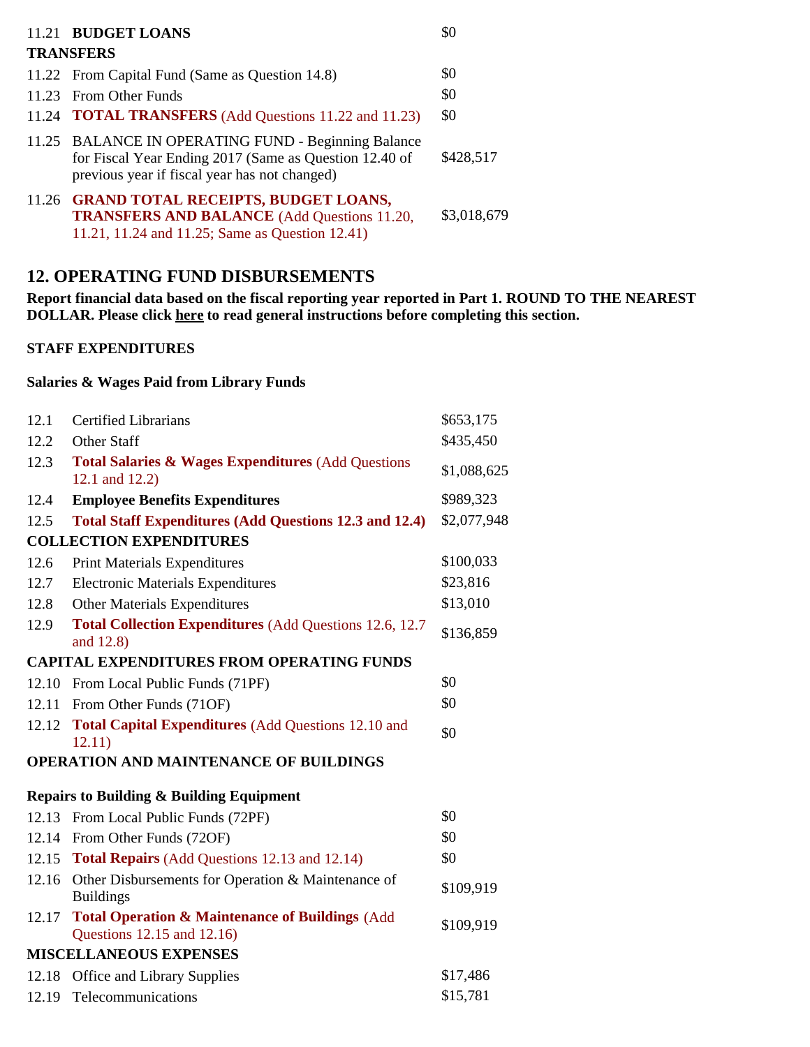| | | |
|---|---|---|
| 11.21 | **BUDGET LOANS** | $0 |
| **TRANSFERS** | | |
| 11.22 | From Capital Fund (Same as Question 14.8) | $0 |
| 11.23 | From Other Funds | $0 |
| 11.24 | **TOTAL TRANSFERS** (Add Questions 11.22 and 11.23) | $0 |
| 11.25 | BALANCE IN OPERATING FUND - Beginning Balance for Fiscal Year Ending 2017 (Same as Question 12.40 of previous year if fiscal year has not changed) | $428,517 |
| 11.26 | **GRAND TOTAL RECEIPTS, BUDGET LOANS, TRANSFERS AND BALANCE** (Add Questions 11.20, 11.21, 11.24 and 11.25; Same as Question 12.41) | $3,018,679 |

## 12. OPERATING FUND DISBURSEMENTS

**Report financial data based on the fiscal reporting year reported in Part 1. ROUND TO THE NEAREST DOLLAR. Please click here to read general instructions before completing this section.**

**STAFF EXPENDITURES**

**Salaries & Wages Paid from Library Funds**

| | | |
|---|---|---|
| 12.1 | Certified Librarians | $653,175 |
| 12.2 | Other Staff | $435,450 |
| 12.3 | **Total Salaries & Wages Expenditures** (Add Questions 12.1 and 12.2) | $1,088,625 |
| 12.4 | **Employee Benefits Expenditures** | $989,323 |
| 12.5 | **Total Staff Expenditures (Add Questions 12.3 and 12.4)** | $2,077,948 |
| **COLLECTION EXPENDITURES** | | |
| 12.6 | Print Materials Expenditures | $100,033 |
| 12.7 | Electronic Materials Expenditures | $23,816 |
| 12.8 | Other Materials Expenditures | $13,010 |
| 12.9 | **Total Collection Expenditures** (Add Questions 12.6, 12.7 and 12.8) | $136,859 |
| **CAPITAL EXPENDITURES FROM OPERATING FUNDS** | | |
| 12.10 | From Local Public Funds (71PF) | $0 |
| 12.11 | From Other Funds (71OF) | $0 |
| 12.12 | **Total Capital Expenditures** (Add Questions 12.10 and 12.11) | $0 |
| **OPERATION AND MAINTENANCE OF BUILDINGS** | | |
| **Repairs to Building & Building Equipment** | | |
| 12.13 | From Local Public Funds (72PF) | $0 |
| 12.14 | From Other Funds (72OF) | $0 |
| 12.15 | **Total Repairs** (Add Questions 12.13 and 12.14) | $0 |
| 12.16 | Other Disbursements for Operation & Maintenance of Buildings | $109,919 |
| 12.17 | **Total Operation & Maintenance of Buildings** (Add Questions 12.15 and 12.16) | $109,919 |
| **MISCELLANEOUS EXPENSES** | | |
| 12.18 | Office and Library Supplies | $17,486 |
| 12.19 | Telecommunications | $15,781 |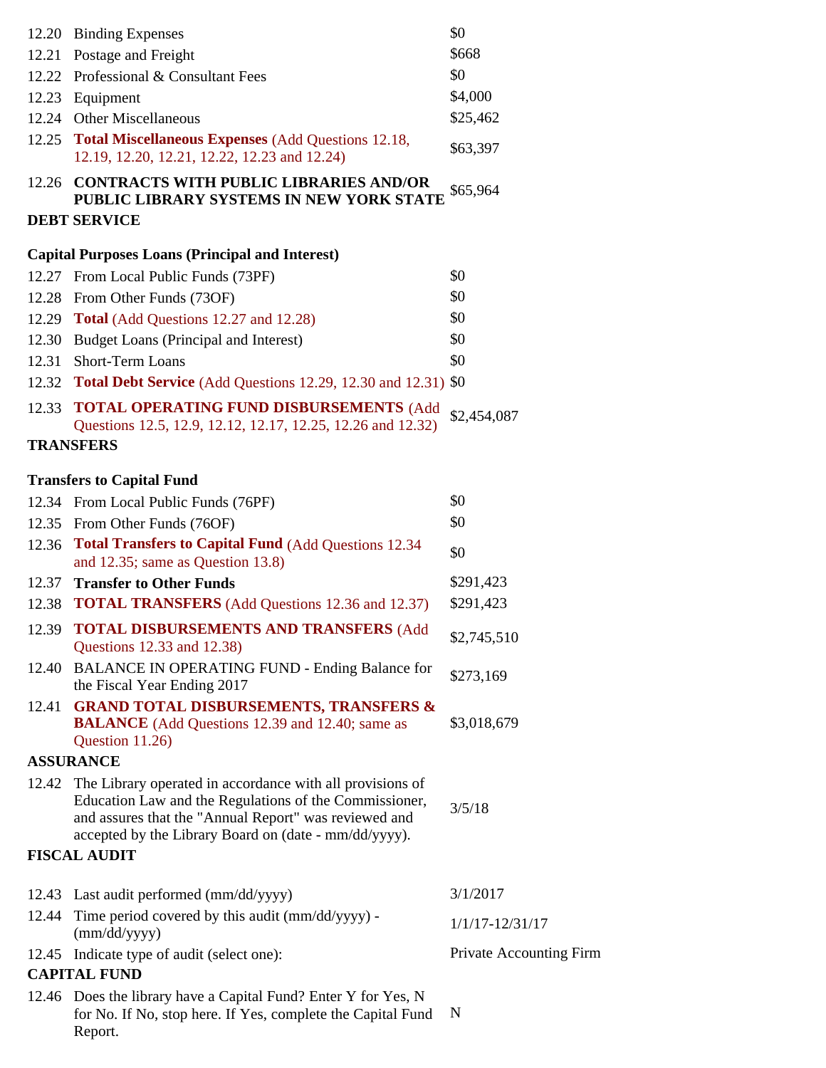| | | |
|---|---|---|
| 12.20 | Binding Expenses | $0 |
| 12.21 | Postage and Freight | $668 |
| 12.22 | Professional & Consultant Fees | $0 |
| 12.23 | Equipment | $4,000 |
| 12.24 | Other Miscellaneous | $25,462 |
| 12.25 | **Total Miscellaneous Expenses** (Add Questions 12.18, 12.19, 12.20, 12.21, 12.22, 12.23 and 12.24) | $63,397 |
| 12.26 | **CONTRACTS WITH PUBLIC LIBRARIES AND/OR PUBLIC LIBRARY SYSTEMS IN NEW YORK STATE** | $65,964 |

**DEBT SERVICE**

**Capital Purposes Loans (Principal and Interest)**

| | | |
|---|---|---|
| 12.27 | From Local Public Funds (73PF) | $0 |
| 12.28 | From Other Funds (73OF) | $0 |
| 12.29 | **Total** (Add Questions 12.27 and 12.28) | $0 |
| 12.30 | Budget Loans (Principal and Interest) | $0 |
| 12.31 | Short-Term Loans | $0 |
| 12.32 | **Total Debt Service** (Add Questions 12.29, 12.30 and 12.31) | $0 |
| 12.33 | **TOTAL OPERATING FUND DISBURSEMENTS** (Add Questions 12.5, 12.9, 12.12, 12.17, 12.25, 12.26 and 12.32) | $2,454,087 |

**TRANSFERS**

**Transfers to Capital Fund**

| | | |
|---|---|---|
| 12.34 | From Local Public Funds (76PF) | $0 |
| 12.35 | From Other Funds (76OF) | $0 |
| 12.36 | **Total Transfers to Capital Fund** (Add Questions 12.34 and 12.35; same as Question 13.8) | $0 |
| 12.37 | **Transfer to Other Funds** | $291,423 |
| 12.38 | **TOTAL TRANSFERS** (Add Questions 12.36 and 12.37) | $291,423 |
| 12.39 | **TOTAL DISBURSEMENTS AND TRANSFERS** (Add Questions 12.33 and 12.38) | $2,745,510 |
| 12.40 | BALANCE IN OPERATING FUND - Ending Balance for the Fiscal Year Ending 2017 | $273,169 |
| 12.41 | **GRAND TOTAL DISBURSEMENTS, TRANSFERS & BALANCE** (Add Questions 12.39 and 12.40; same as Question 11.26) | $3,018,679 |

**ASSURANCE**

| | | |
|---|---|---|
| 12.42 | The Library operated in accordance with all provisions of Education Law and the Regulations of the Commissioner, and assures that the "Annual Report" was reviewed and accepted by the Library Board on (date - mm/dd/yyyy). | 3/5/18 |

**FISCAL AUDIT**

| | | |
|---|---|---|
| 12.43 | Last audit performed (mm/dd/yyyy) | 3/1/2017 |
| 12.44 | Time period covered by this audit (mm/dd/yyyy) - (mm/dd/yyyy) | 1/1/17-12/31/17 |
| 12.45 | Indicate type of audit (select one): | Private Accounting Firm |

**CAPITAL FUND**

| | | |
|---|---|---|
| 12.46 | Does the library have a Capital Fund? Enter Y for Yes, N for No. If No, stop here. If Yes, complete the Capital Fund Report. | N |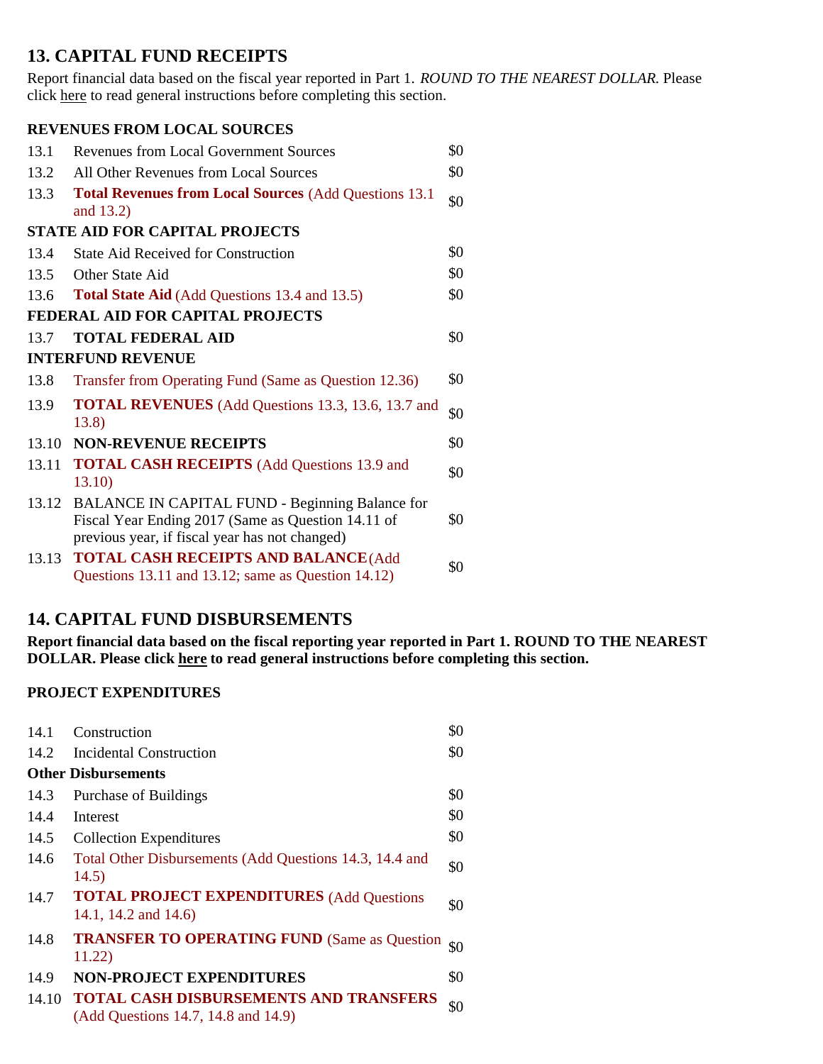## 13. CAPITAL FUND RECEIPTS

Report financial data based on the fiscal year reported in Part 1. *ROUND TO THE NEAREST DOLLAR.* Please click here to read general instructions before completing this section.

**REVENUES FROM LOCAL SOURCES**

| | | |
|---|---|---|
| 13.1 | Revenues from Local Government Sources | $0 |
| 13.2 | All Other Revenues from Local Sources | $0 |
| 13.3 | **Total Revenues from Local Sources** (Add Questions 13.1 and 13.2) | $0 |
| **STATE AID FOR CAPITAL PROJECTS** | | |
| 13.4 | State Aid Received for Construction | $0 |
| 13.5 | Other State Aid | $0 |
| 13.6 | **Total State Aid** (Add Questions 13.4 and 13.5) | $0 |
| **FEDERAL AID FOR CAPITAL PROJECTS** | | |
| 13.7 | **TOTAL FEDERAL AID** | $0 |
| **INTERFUND REVENUE** | | |
| 13.8 | Transfer from Operating Fund (Same as Question 12.36) | $0 |
| 13.9 | **TOTAL REVENUES** (Add Questions 13.3, 13.6, 13.7 and 13.8) | $0 |
| 13.10 | **NON-REVENUE RECEIPTS** | $0 |
| 13.11 | **TOTAL CASH RECEIPTS** (Add Questions 13.9 and 13.10) | $0 |
| 13.12 | BALANCE IN CAPITAL FUND - Beginning Balance for Fiscal Year Ending 2017 (Same as Question 14.11 of previous year, if fiscal year has not changed) | $0 |
| 13.13 | **TOTAL CASH RECEIPTS AND BALANCE** (Add Questions 13.11 and 13.12; same as Question 14.12) | $0 |

## 14. CAPITAL FUND DISBURSEMENTS

**Report financial data based on the fiscal reporting year reported in Part 1. ROUND TO THE NEAREST DOLLAR. Please click here to read general instructions before completing this section.**

**PROJECT EXPENDITURES**

| | | |
|---|---|---|
| 14.1 | Construction | $0 |
| 14.2 | Incidental Construction | $0 |
| **Other Disbursements** | | |
| 14.3 | Purchase of Buildings | $0 |
| 14.4 | Interest | $0 |
| 14.5 | Collection Expenditures | $0 |
| 14.6 | Total Other Disbursements (Add Questions 14.3, 14.4 and 14.5) | $0 |
| 14.7 | **TOTAL PROJECT EXPENDITURES** (Add Questions 14.1, 14.2 and 14.6) | $0 |
| 14.8 | **TRANSFER TO OPERATING FUND** (Same as Question 11.22) | $0 |
| 14.9 | **NON-PROJECT EXPENDITURES** | $0 |
| 14.10 | **TOTAL CASH DISBURSEMENTS AND TRANSFERS** (Add Questions 14.7, 14.8 and 14.9) | $0 |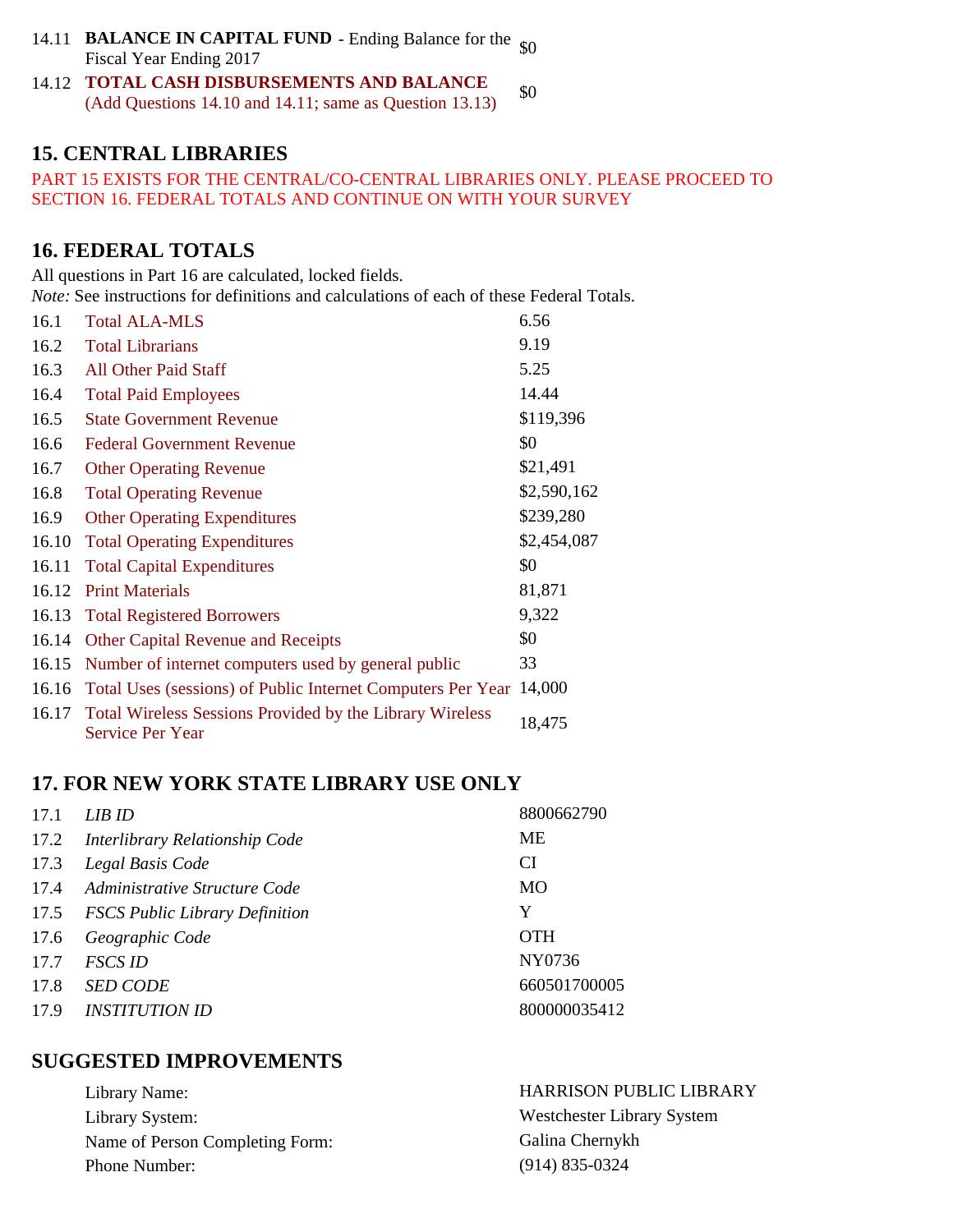| | | |
|---|---|---|
| 14.11 | **BALANCE IN CAPITAL FUND** - Ending Balance for the Fiscal Year Ending 2017 | $0 |
| 14.12 | **TOTAL CASH DISBURSEMENTS AND BALANCE** (Add Questions 14.10 and 14.11; same as Question 13.13) | $0 |

## 15. CENTRAL LIBRARIES

PART 15 EXISTS FOR THE CENTRAL/CO-CENTRAL LIBRARIES ONLY. PLEASE PROCEED TO SECTION 16. FEDERAL TOTALS AND CONTINUE ON WITH YOUR SURVEY

## 16. FEDERAL TOTALS

All questions in Part 16 are calculated, locked fields.
*Note:* See instructions for definitions and calculations of each of these Federal Totals.

| | | |
|---|---|---|
| 16.1 | Total ALA-MLS | 6.56 |
| 16.2 | Total Librarians | 9.19 |
| 16.3 | All Other Paid Staff | 5.25 |
| 16.4 | Total Paid Employees | 14.44 |
| 16.5 | State Government Revenue | $119,396 |
| 16.6 | Federal Government Revenue | $0 |
| 16.7 | Other Operating Revenue | $21,491 |
| 16.8 | Total Operating Revenue | $2,590,162 |
| 16.9 | Other Operating Expenditures | $239,280 |
| 16.10 | Total Operating Expenditures | $2,454,087 |
| 16.11 | Total Capital Expenditures | $0 |
| 16.12 | Print Materials | 81,871 |
| 16.13 | Total Registered Borrowers | 9,322 |
| 16.14 | Other Capital Revenue and Receipts | $0 |
| 16.15 | Number of internet computers used by general public | 33 |
| 16.16 | Total Uses (sessions) of Public Internet Computers Per Year | 14,000 |
| 16.17 | Total Wireless Sessions Provided by the Library Wireless Service Per Year | 18,475 |

## 17. FOR NEW YORK STATE LIBRARY USE ONLY

| | | |
|---|---|---|
| 17.1 | *LIB ID* | 8800662790 |
| 17.2 | *Interlibrary Relationship Code* | ME |
| 17.3 | *Legal Basis Code* | CI |
| 17.4 | *Administrative Structure Code* | MO |
| 17.5 | *FSCS Public Library Definition* | Y |
| 17.6 | *Geographic Code* | OTH |
| 17.7 | *FSCS ID* | NY0736 |
| 17.8 | *SED CODE* | 660501700005 |
| 17.9 | *INSTITUTION ID* | 800000035412 |

## SUGGESTED IMPROVEMENTS

| | |
|---|---|
| Library Name: | HARRISON PUBLIC LIBRARY |
| Library System: | Westchester Library System |
| Name of Person Completing Form: | Galina Chernykh |
| Phone Number: | (914) 835-0324 |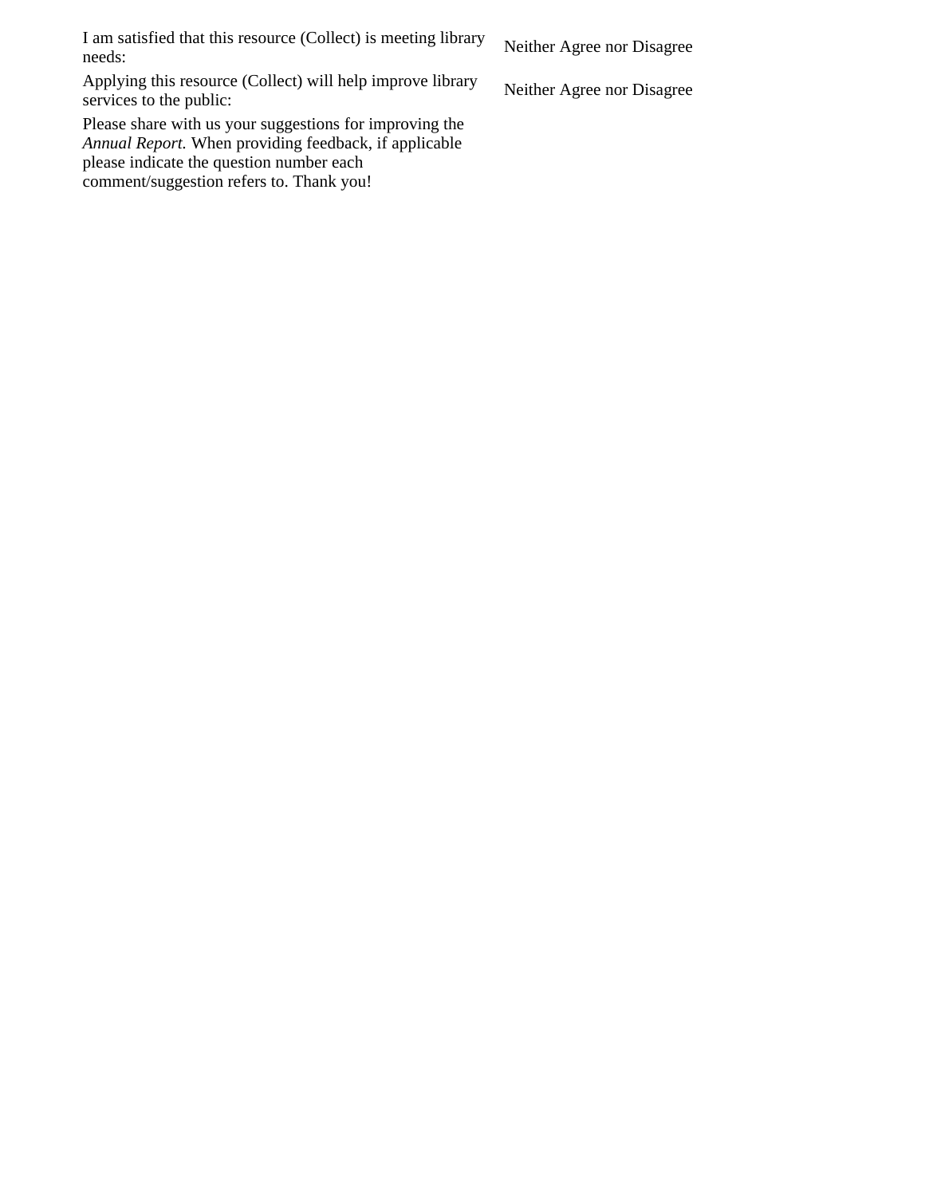| | |
|---|---|
| I am satisfied that this resource (Collect) is meeting library needs: | Neither Agree nor Disagree |
| Applying this resource (Collect) will help improve library services to the public: | Neither Agree nor Disagree |
| Please share with us your suggestions for improving the *Annual Report.* When providing feedback, if applicable please indicate the question number each comment/suggestion refers to. Thank you! | |